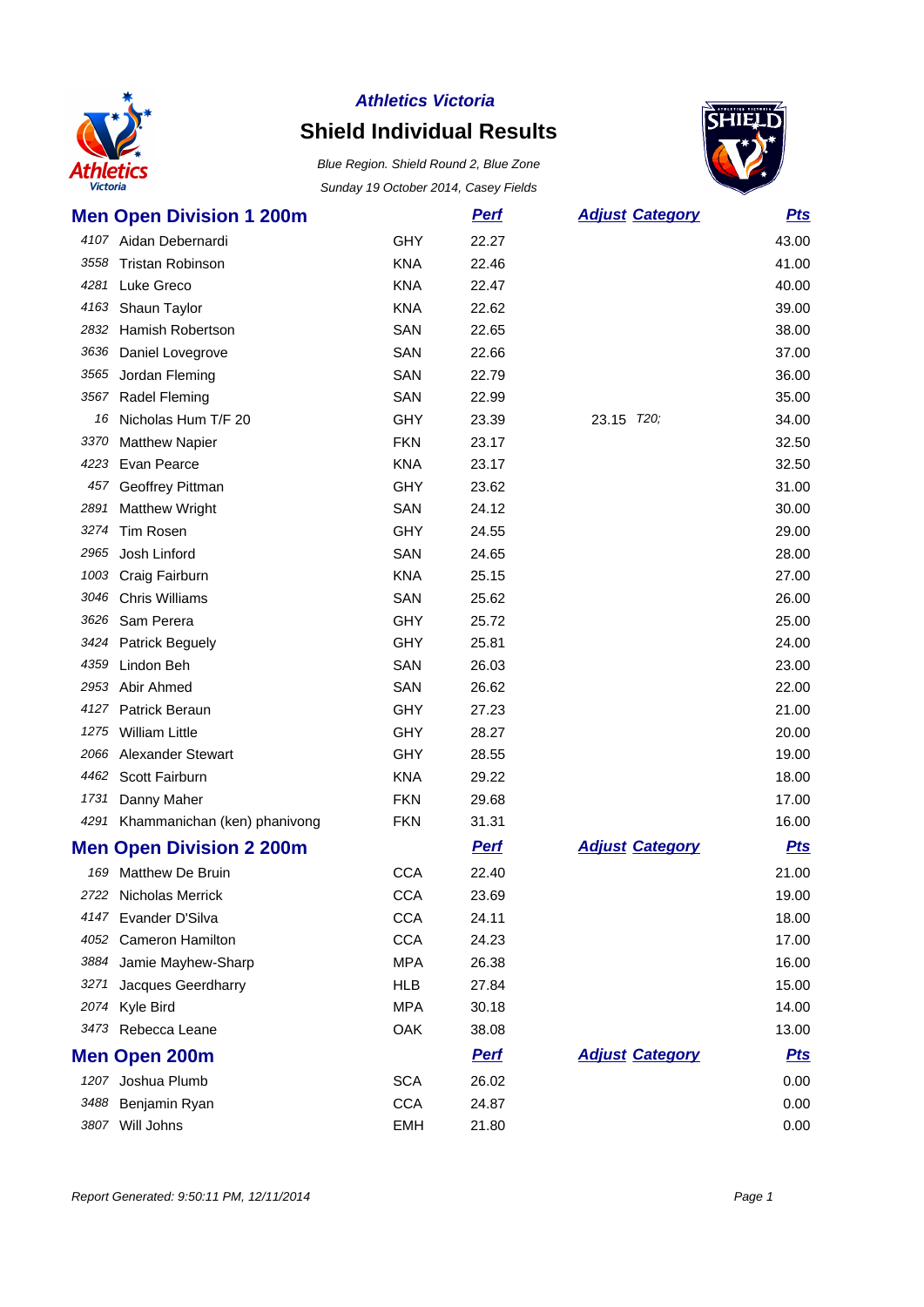*Athletics Victoria*

# Shield Individual Results

*Blue Region. Shield Round 2, Blue Zone*

*Sunday 19 October 2014, Casey Fields*

## Men Open Division 1 200m

| | | | Perf | Adjust | Category | Pts |
|---|---|---|---|---|---|---|
| 4107 | Aidan Debernardi | GHY | 22.27 | | | 43.00 |
| 3558 | Tristan Robinson | KNA | 22.46 | | | 41.00 |
| 4281 | Luke Greco | KNA | 22.47 | | | 40.00 |
| 4163 | Shaun Taylor | KNA | 22.62 | | | 39.00 |
| 2832 | Hamish Robertson | SAN | 22.65 | | | 38.00 |
| 3636 | Daniel Lovegrove | SAN | 22.66 | | | 37.00 |
| 3565 | Jordan Fleming | SAN | 22.79 | | | 36.00 |
| 3567 | Radel Fleming | SAN | 22.99 | | | 35.00 |
| 16 | Nicholas Hum T/F 20 | GHY | 23.39 | 23.15 | T20; | 34.00 |
| 3370 | Matthew Napier | FKN | 23.17 | | | 32.50 |
| 4223 | Evan Pearce | KNA | 23.17 | | | 32.50 |
| 457 | Geoffrey Pittman | GHY | 23.62 | | | 31.00 |
| 2891 | Matthew Wright | SAN | 24.12 | | | 30.00 |
| 3274 | Tim Rosen | GHY | 24.55 | | | 29.00 |
| 2965 | Josh Linford | SAN | 24.65 | | | 28.00 |
| 1003 | Craig Fairburn | KNA | 25.15 | | | 27.00 |
| 3046 | Chris Williams | SAN | 25.62 | | | 26.00 |
| 3626 | Sam Perera | GHY | 25.72 | | | 25.00 |
| 3424 | Patrick Beguely | GHY | 25.81 | | | 24.00 |
| 4359 | Lindon Beh | SAN | 26.03 | | | 23.00 |
| 2953 | Abir Ahmed | SAN | 26.62 | | | 22.00 |
| 4127 | Patrick Beraun | GHY | 27.23 | | | 21.00 |
| 1275 | William Little | GHY | 28.27 | | | 20.00 |
| 2066 | Alexander Stewart | GHY | 28.55 | | | 19.00 |
| 4462 | Scott Fairburn | KNA | 29.22 | | | 18.00 |
| 1731 | Danny Maher | FKN | 29.68 | | | 17.00 |
| 4291 | Khammanichan (ken) phanivong | FKN | 31.31 | | | 16.00 |

## Men Open Division 2 200m

| | | | Perf | Adjust | Category | Pts |
|---|---|---|---|---|---|---|
| 169 | Matthew De Bruin | CCA | 22.40 | | | 21.00 |
| 2722 | Nicholas Merrick | CCA | 23.69 | | | 19.00 |
| 4147 | Evander D'Silva | CCA | 24.11 | | | 18.00 |
| 4052 | Cameron Hamilton | CCA | 24.23 | | | 17.00 |
| 3884 | Jamie Mayhew-Sharp | MPA | 26.38 | | | 16.00 |
| 3271 | Jacques Geerdharry | HLB | 27.84 | | | 15.00 |
| 2074 | Kyle Bird | MPA | 30.18 | | | 14.00 |
| 3473 | Rebecca Leane | OAK | 38.08 | | | 13.00 |

## Men Open 200m

| | | | Perf | Adjust | Category | Pts |
|---|---|---|---|---|---|---|
| 1207 | Joshua Plumb | SCA | 26.02 | | | 0.00 |
| 3488 | Benjamin Ryan | CCA | 24.87 | | | 0.00 |
| 3807 | Will Johns | EMH | 21.80 | | | 0.00 |

*Report Generated: 9:50:11 PM, 12/11/2014*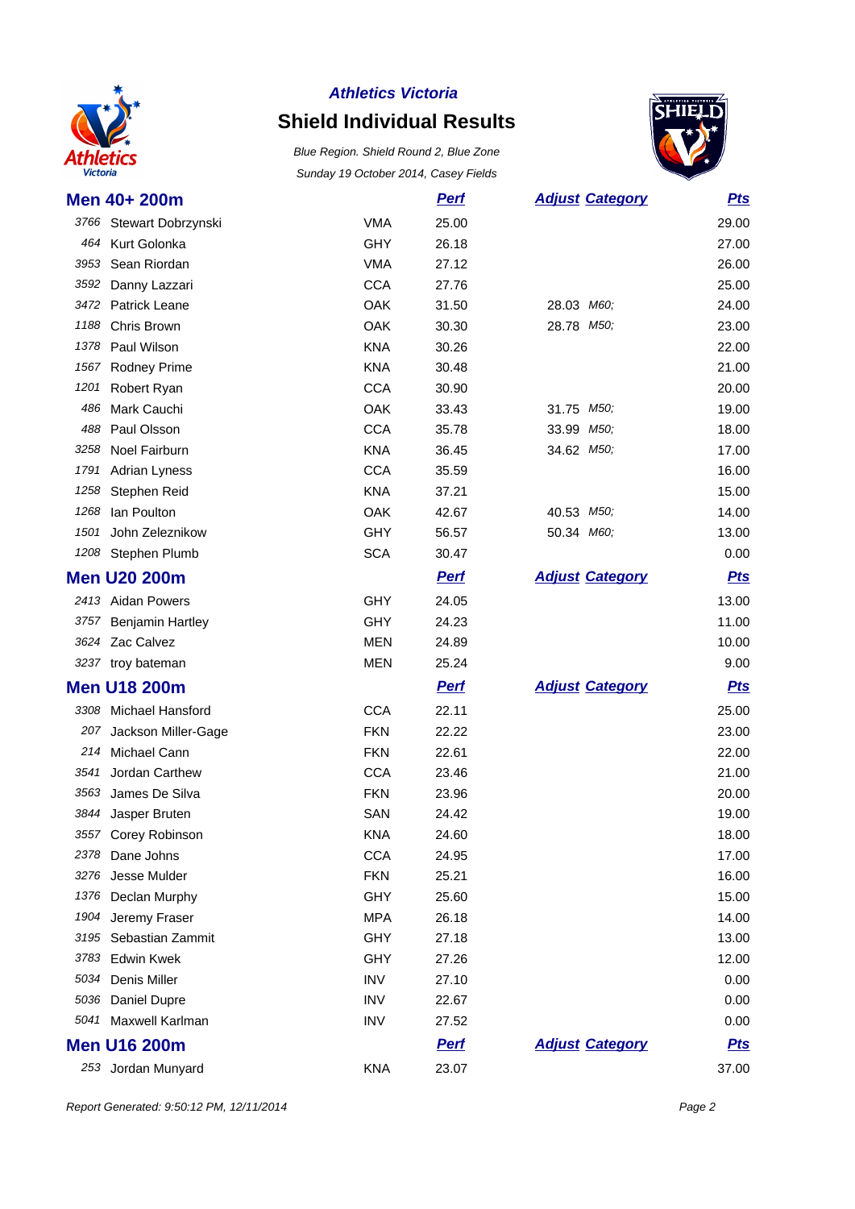**Athletics Victoria**

# Shield Individual Results

*Blue Region. Shield Round 2, Blue Zone*

*Sunday 19 October 2014, Casey Fields*

## Men 40+ 200m

| # | Name | Club | Perf | Adjust | Category | Pts |
|---|---|---|---|---|---|---|
| 3766 | Stewart Dobrzynski | VMA | 25.00 | | | 29.00 |
| 464 | Kurt Golonka | GHY | 26.18 | | | 27.00 |
| 3953 | Sean Riordan | VMA | 27.12 | | | 26.00 |
| 3592 | Danny Lazzari | CCA | 27.76 | | | 25.00 |
| 3472 | Patrick Leane | OAK | 31.50 | 28.03 | M60; | 24.00 |
| 1188 | Chris Brown | OAK | 30.30 | 28.78 | M50; | 23.00 |
| 1378 | Paul Wilson | KNA | 30.26 | | | 22.00 |
| 1567 | Rodney Prime | KNA | 30.48 | | | 21.00 |
| 1201 | Robert Ryan | CCA | 30.90 | | | 20.00 |
| 486 | Mark Cauchi | OAK | 33.43 | 31.75 | M50; | 19.00 |
| 488 | Paul Olsson | CCA | 35.78 | 33.99 | M50; | 18.00 |
| 3258 | Noel Fairburn | KNA | 36.45 | 34.62 | M50; | 17.00 |
| 1791 | Adrian Lyness | CCA | 35.59 | | | 16.00 |
| 1258 | Stephen Reid | KNA | 37.21 | | | 15.00 |
| 1268 | Ian Poulton | OAK | 42.67 | 40.53 | M50; | 14.00 |
| 1501 | John Zeleznikow | GHY | 56.57 | 50.34 | M60; | 13.00 |
| 1208 | Stephen Plumb | SCA | 30.47 | | | 0.00 |

## Men U20 200m

| # | Name | Club | Perf | Adjust | Category | Pts |
|---|---|---|---|---|---|---|
| 2413 | Aidan Powers | GHY | 24.05 | | | 13.00 |
| 3757 | Benjamin Hartley | GHY | 24.23 | | | 11.00 |
| 3624 | Zac Calvez | MEN | 24.89 | | | 10.00 |
| 3237 | troy bateman | MEN | 25.24 | | | 9.00 |

## Men U18 200m

| # | Name | Club | Perf | Adjust | Category | Pts |
|---|---|---|---|---|---|---|
| 3308 | Michael Hansford | CCA | 22.11 | | | 25.00 |
| 207 | Jackson Miller-Gage | FKN | 22.22 | | | 23.00 |
| 214 | Michael Cann | FKN | 22.61 | | | 22.00 |
| 3541 | Jordan Carthew | CCA | 23.46 | | | 21.00 |
| 3563 | James De Silva | FKN | 23.96 | | | 20.00 |
| 3844 | Jasper Bruten | SAN | 24.42 | | | 19.00 |
| 3557 | Corey Robinson | KNA | 24.60 | | | 18.00 |
| 2378 | Dane Johns | CCA | 24.95 | | | 17.00 |
| 3276 | Jesse Mulder | FKN | 25.21 | | | 16.00 |
| 1376 | Declan Murphy | GHY | 25.60 | | | 15.00 |
| 1904 | Jeremy Fraser | MPA | 26.18 | | | 14.00 |
| 3195 | Sebastian Zammit | GHY | 27.18 | | | 13.00 |
| 3783 | Edwin Kwek | GHY | 27.26 | | | 12.00 |
| 5034 | Denis Miller | INV | 27.10 | | | 0.00 |
| 5036 | Daniel Dupre | INV | 22.67 | | | 0.00 |
| 5041 | Maxwell Karlman | INV | 27.52 | | | 0.00 |

## Men U16 200m

| # | Name | Club | Perf | Adjust | Category | Pts |
|---|---|---|---|---|---|---|
| 253 | Jordan Munyard | KNA | 23.07 | | | 37.00 |

*Report Generated: 9:50:12 PM, 12/11/2014*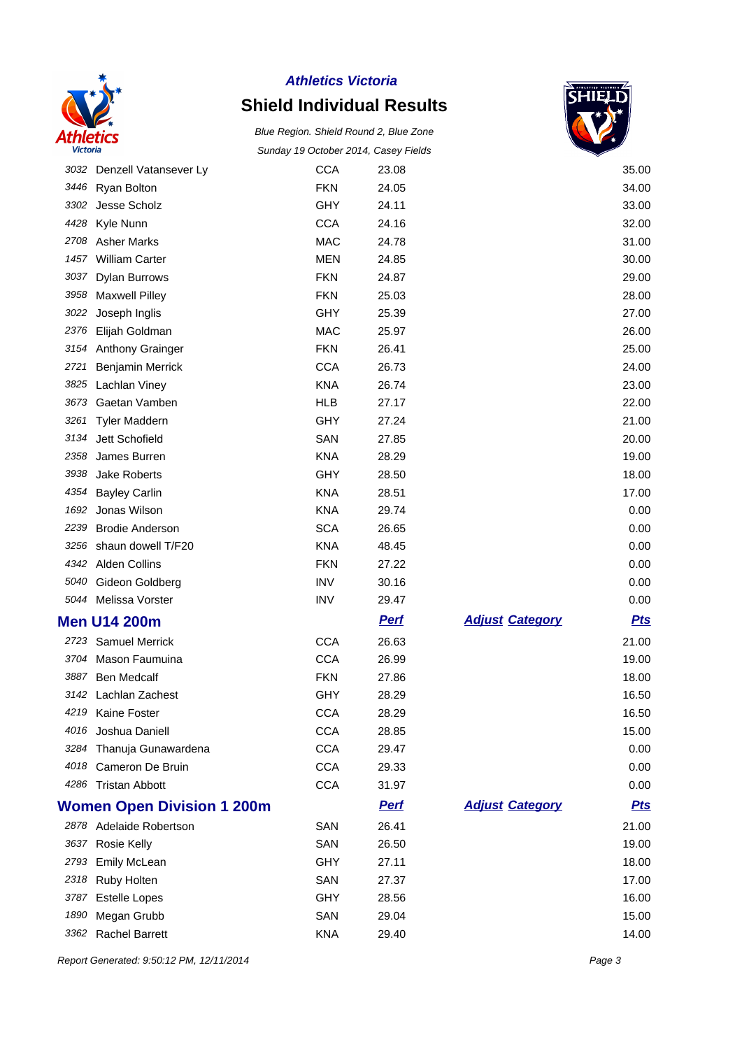# Athletics Victoria

## Shield Individual Results

*Blue Region. Shield Round 2, Blue Zone*

*Sunday 19 October 2014, Casey Fields*

| | | | | | |
|---|---|---|---|---|---|
| 3032 | Denzell Vatansever Ly | CCA | 23.08 | | 35.00 |
| 3446 | Ryan Bolton | FKN | 24.05 | | 34.00 |
| 3302 | Jesse Scholz | GHY | 24.11 | | 33.00 |
| 4428 | Kyle Nunn | CCA | 24.16 | | 32.00 |
| 2708 | Asher Marks | MAC | 24.78 | | 31.00 |
| 1457 | William Carter | MEN | 24.85 | | 30.00 |
| 3037 | Dylan Burrows | FKN | 24.87 | | 29.00 |
| 3958 | Maxwell Pilley | FKN | 25.03 | | 28.00 |
| 3022 | Joseph Inglis | GHY | 25.39 | | 27.00 |
| 2376 | Elijah Goldman | MAC | 25.97 | | 26.00 |
| 3154 | Anthony Grainger | FKN | 26.41 | | 25.00 |
| 2721 | Benjamin Merrick | CCA | 26.73 | | 24.00 |
| 3825 | Lachlan Viney | KNA | 26.74 | | 23.00 |
| 3673 | Gaetan Vamben | HLB | 27.17 | | 22.00 |
| 3261 | Tyler Maddern | GHY | 27.24 | | 21.00 |
| 3134 | Jett Schofield | SAN | 27.85 | | 20.00 |
| 2358 | James Burren | KNA | 28.29 | | 19.00 |
| 3938 | Jake Roberts | GHY | 28.50 | | 18.00 |
| 4354 | Bayley Carlin | KNA | 28.51 | | 17.00 |
| 1692 | Jonas Wilson | KNA | 29.74 | | 0.00 |
| 2239 | Brodie Anderson | SCA | 26.65 | | 0.00 |
| 3256 | shaun dowell T/F20 | KNA | 48.45 | | 0.00 |
| 4342 | Alden Collins | FKN | 27.22 | | 0.00 |
| 5040 | Gideon Goldberg | INV | 30.16 | | 0.00 |
| 5044 | Melissa Vorster | INV | 29.47 | | 0.00 |

## Men U14 200m

| | | | Perf | Adjust Category | Pts |
|---|---|---|---|---|---|
| 2723 | Samuel Merrick | CCA | 26.63 | | 21.00 |
| 3704 | Mason Faumuina | CCA | 26.99 | | 19.00 |
| 3887 | Ben Medcalf | FKN | 27.86 | | 18.00 |
| 3142 | Lachlan Zachest | GHY | 28.29 | | 16.50 |
| 4219 | Kaine Foster | CCA | 28.29 | | 16.50 |
| 4016 | Joshua Daniell | CCA | 28.85 | | 15.00 |
| 3284 | Thanuja Gunawardena | CCA | 29.47 | | 0.00 |
| 4018 | Cameron De Bruin | CCA | 29.33 | | 0.00 |
| 4286 | Tristan Abbott | CCA | 31.97 | | 0.00 |

## Women Open Division 1 200m

| | | | Perf | Adjust Category | Pts |
|---|---|---|---|---|---|
| 2878 | Adelaide Robertson | SAN | 26.41 | | 21.00 |
| 3637 | Rosie Kelly | SAN | 26.50 | | 19.00 |
| 2793 | Emily McLean | GHY | 27.11 | | 18.00 |
| 2318 | Ruby Holten | SAN | 27.37 | | 17.00 |
| 3787 | Estelle Lopes | GHY | 28.56 | | 16.00 |
| 1890 | Megan Grubb | SAN | 29.04 | | 15.00 |
| 3362 | Rachel Barrett | KNA | 29.40 | | 14.00 |

*Report Generated: 9:50:12 PM, 12/11/2014*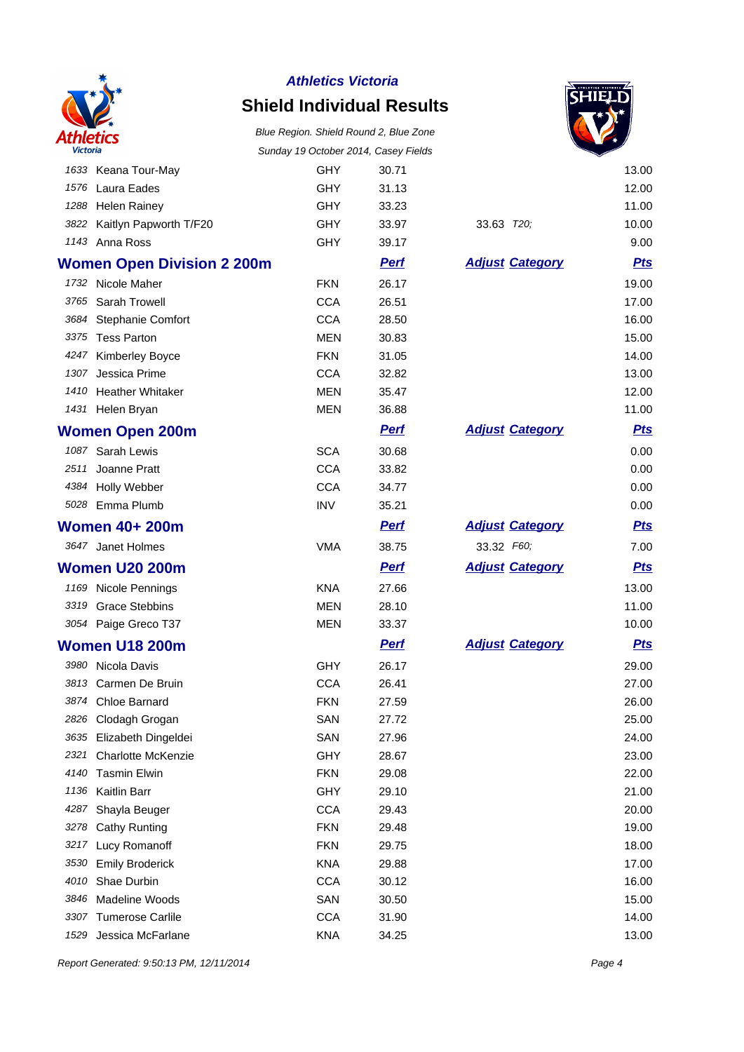| | | Club | Perf | Adjust | Category | Pts |
|---|---|---|---|---|---|---|
| 1633 | Keana Tour-May | GHY | 30.71 | | | 13.00 |
| 1576 | Laura Eades | GHY | 31.13 | | | 12.00 |
| 1288 | Helen Rainey | GHY | 33.23 | | | 11.00 |
| 3822 | Kaitlyn Papworth T/F20 | GHY | 33.97 | 33.63 | *T20;* | 10.00 |
| 1143 | Anna Ross | GHY | 39.17 | | | 9.00 |

## Women Open Division 2 200m

| | | | Perf | Adjust | Category | Pts |
|---|---|---|---|---|---|---|
| 1732 | Nicole Maher | FKN | 26.17 | | | 19.00 |
| 3765 | Sarah Trowell | CCA | 26.51 | | | 17.00 |
| 3684 | Stephanie Comfort | CCA | 28.50 | | | 16.00 |
| 3375 | Tess Parton | MEN | 30.83 | | | 15.00 |
| 4247 | Kimberley Boyce | FKN | 31.05 | | | 14.00 |
| 1307 | Jessica Prime | CCA | 32.82 | | | 13.00 |
| 1410 | Heather Whitaker | MEN | 35.47 | | | 12.00 |
| 1431 | Helen Bryan | MEN | 36.88 | | | 11.00 |

## Women Open 200m

| | | | Perf | Adjust | Category | Pts |
|---|---|---|---|---|---|---|
| 1087 | Sarah Lewis | SCA | 30.68 | | | 0.00 |
| 2511 | Joanne Pratt | CCA | 33.82 | | | 0.00 |
| 4384 | Holly Webber | CCA | 34.77 | | | 0.00 |
| 5028 | Emma Plumb | INV | 35.21 | | | 0.00 |

## Women 40+ 200m

| | | | Perf | Adjust | Category | Pts |
|---|---|---|---|---|---|---|
| 3647 | Janet Holmes | VMA | 38.75 | 33.32 | *F60;* | 7.00 |

## Women U20 200m

| | | | Perf | Adjust | Category | Pts |
|---|---|---|---|---|---|---|
| 1169 | Nicole Pennings | KNA | 27.66 | | | 13.00 |
| 3319 | Grace Stebbins | MEN | 28.10 | | | 11.00 |
| 3054 | Paige Greco T37 | MEN | 33.37 | | | 10.00 |

## Women U18 200m

| | | | Perf | Adjust | Category | Pts |
|---|---|---|---|---|---|---|
| 3980 | Nicola Davis | GHY | 26.17 | | | 29.00 |
| 3813 | Carmen De Bruin | CCA | 26.41 | | | 27.00 |
| 3874 | Chloe Barnard | FKN | 27.59 | | | 26.00 |
| 2826 | Clodagh Grogan | SAN | 27.72 | | | 25.00 |
| 3635 | Elizabeth Dingeldei | SAN | 27.96 | | | 24.00 |
| 2321 | Charlotte McKenzie | GHY | 28.67 | | | 23.00 |
| 4140 | Tasmin Elwin | FKN | 29.08 | | | 22.00 |
| 1136 | Kaitlin Barr | GHY | 29.10 | | | 21.00 |
| 4287 | Shayla Beuger | CCA | 29.43 | | | 20.00 |
| 3278 | Cathy Runting | FKN | 29.48 | | | 19.00 |
| 3217 | Lucy Romanoff | FKN | 29.75 | | | 18.00 |
| 3530 | Emily Broderick | KNA | 29.88 | | | 17.00 |
| 4010 | Shae Durbin | CCA | 30.12 | | | 16.00 |
| 3846 | Madeline Woods | SAN | 30.50 | | | 15.00 |
| 3307 | Tumerose Carlile | CCA | 31.90 | | | 14.00 |
| 1529 | Jessica McFarlane | KNA | 34.25 | | | 13.00 |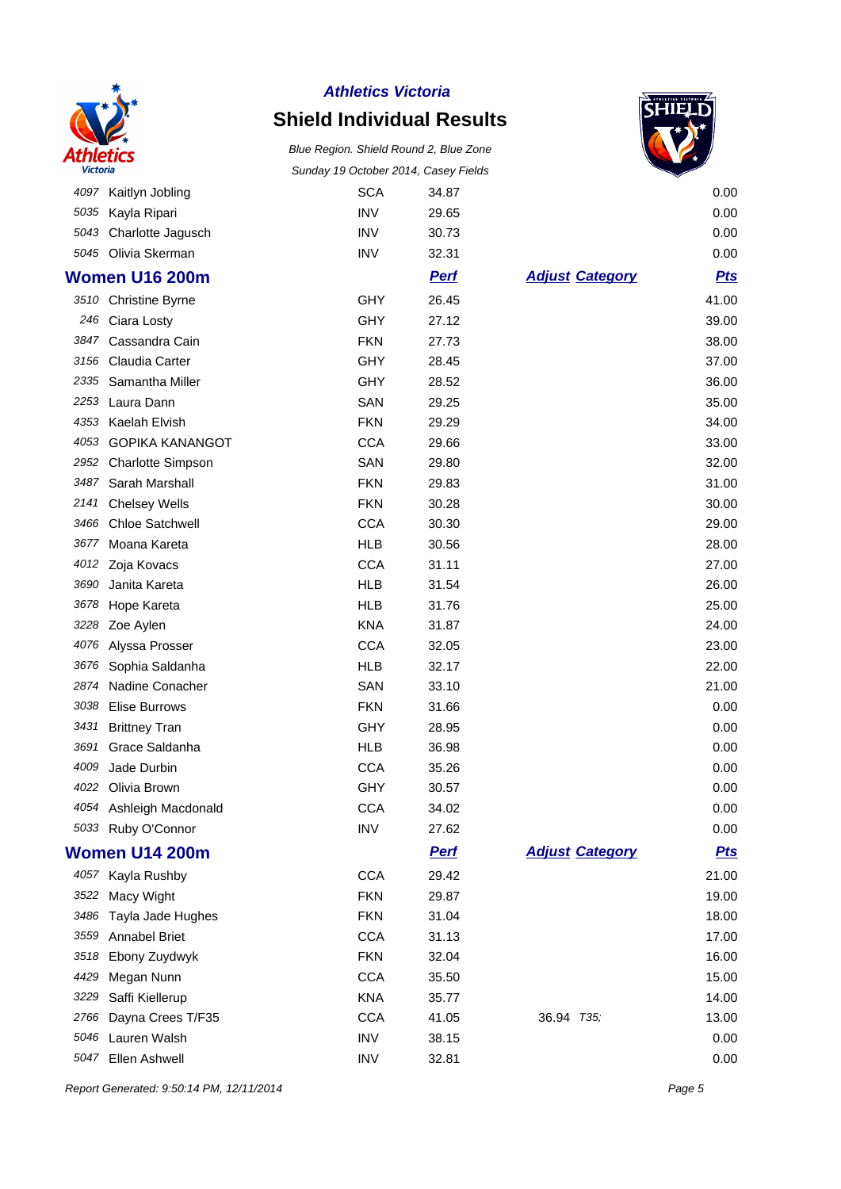# Athletics Victoria

## Shield Individual Results

*Blue Region. Shield Round 2, Blue Zone*

*Sunday 19 October 2014, Casey Fields*

| | | | | | | |
|---|---|---|---|---|---|---|
| 4097 | Kaitlyn Jobling | SCA | 34.87 | | | 0.00 |
| 5035 | Kayla Ripari | INV | 29.65 | | | 0.00 |
| 5043 | Charlotte Jagusch | INV | 30.73 | | | 0.00 |
| 5045 | Olivia Skerman | INV | 32.31 | | | 0.00 |

## Women U16 200m

| | | | Perf | Adjust | Category | Pts |
|---|---|---|---|---|---|---|
| 3510 | Christine Byrne | GHY | 26.45 | | | 41.00 |
| 246 | Ciara Losty | GHY | 27.12 | | | 39.00 |
| 3847 | Cassandra Cain | FKN | 27.73 | | | 38.00 |
| 3156 | Claudia Carter | GHY | 28.45 | | | 37.00 |
| 2335 | Samantha Miller | GHY | 28.52 | | | 36.00 |
| 2253 | Laura Dann | SAN | 29.25 | | | 35.00 |
| 4353 | Kaelah Elvish | FKN | 29.29 | | | 34.00 |
| 4053 | GOPIKA KANANGOT | CCA | 29.66 | | | 33.00 |
| 2952 | Charlotte Simpson | SAN | 29.80 | | | 32.00 |
| 3487 | Sarah Marshall | FKN | 29.83 | | | 31.00 |
| 2141 | Chelsey Wells | FKN | 30.28 | | | 30.00 |
| 3466 | Chloe Satchwell | CCA | 30.30 | | | 29.00 |
| 3677 | Moana Kareta | HLB | 30.56 | | | 28.00 |
| 4012 | Zoja Kovacs | CCA | 31.11 | | | 27.00 |
| 3690 | Janita Kareta | HLB | 31.54 | | | 26.00 |
| 3678 | Hope Kareta | HLB | 31.76 | | | 25.00 |
| 3228 | Zoe Aylen | KNA | 31.87 | | | 24.00 |
| 4076 | Alyssa Prosser | CCA | 32.05 | | | 23.00 |
| 3676 | Sophia Saldanha | HLB | 32.17 | | | 22.00 |
| 2874 | Nadine Conacher | SAN | 33.10 | | | 21.00 |
| 3038 | Elise Burrows | FKN | 31.66 | | | 0.00 |
| 3431 | Brittney Tran | GHY | 28.95 | | | 0.00 |
| 3691 | Grace Saldanha | HLB | 36.98 | | | 0.00 |
| 4009 | Jade Durbin | CCA | 35.26 | | | 0.00 |
| 4022 | Olivia Brown | GHY | 30.57 | | | 0.00 |
| 4054 | Ashleigh Macdonald | CCA | 34.02 | | | 0.00 |
| 5033 | Ruby O'Connor | INV | 27.62 | | | 0.00 |

## Women U14 200m

| | | | Perf | Adjust | Category | Pts |
|---|---|---|---|---|---|---|
| 4057 | Kayla Rushby | CCA | 29.42 | | | 21.00 |
| 3522 | Macy Wight | FKN | 29.87 | | | 19.00 |
| 3486 | Tayla Jade Hughes | FKN | 31.04 | | | 18.00 |
| 3559 | Annabel Briet | CCA | 31.13 | | | 17.00 |
| 3518 | Ebony Zuydwyk | FKN | 32.04 | | | 16.00 |
| 4429 | Megan Nunn | CCA | 35.50 | | | 15.00 |
| 3229 | Saffi Kiellerup | KNA | 35.77 | | | 14.00 |
| 2766 | Dayna Crees T/F35 | CCA | 41.05 | 36.94 | T35; | 13.00 |
| 5046 | Lauren Walsh | INV | 38.15 | | | 0.00 |
| 5047 | Ellen Ashwell | INV | 32.81 | | | 0.00 |

*Report Generated: 9:50:14 PM, 12/11/2014*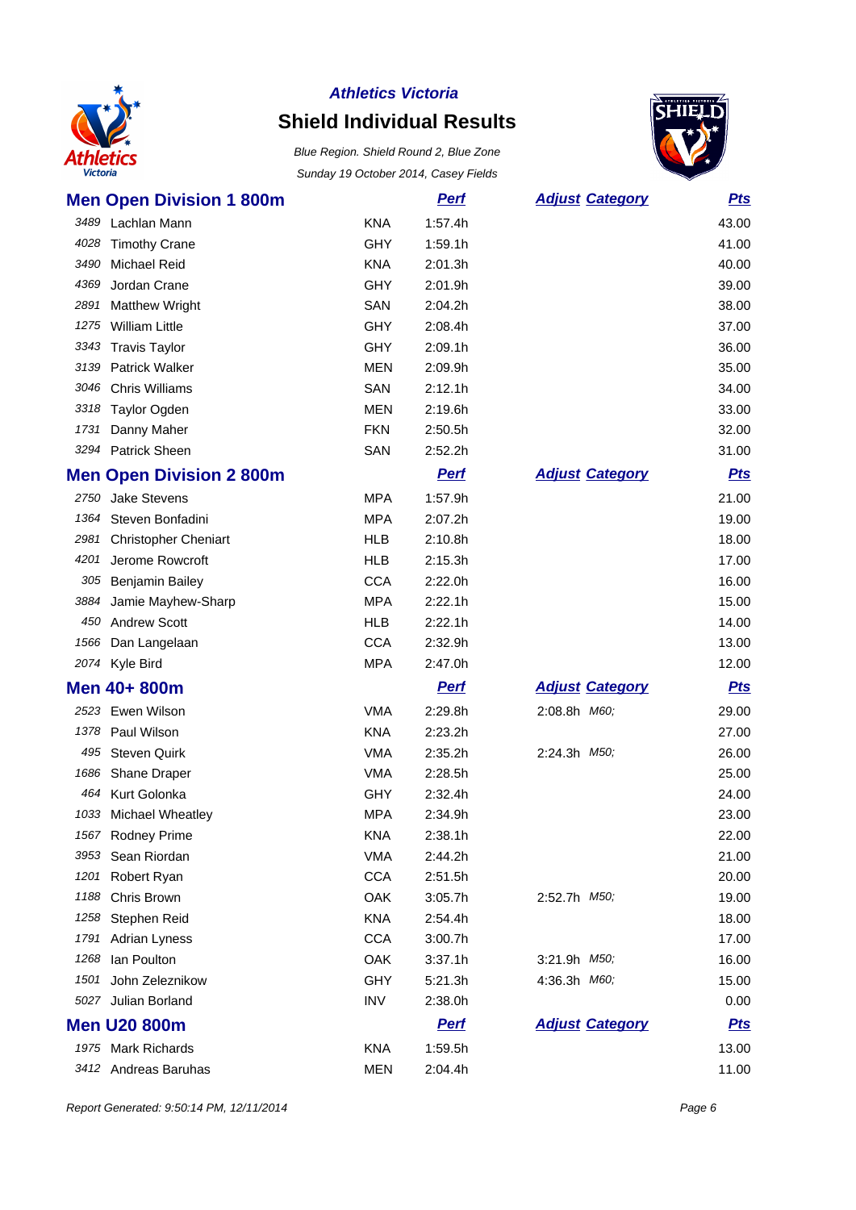**Athletics Victoria**

# Shield Individual Results

*Blue Region. Shield Round 2, Blue Zone*

*Sunday 19 October 2014, Casey Fields*

## Men Open Division 1 800m

| | | | Perf | Adjust Category | Pts |
|---|---|---|---|---|---|
| 3489 | Lachlan Mann | KNA | 1:57.4h | | 43.00 |
| 4028 | Timothy Crane | GHY | 1:59.1h | | 41.00 |
| 3490 | Michael Reid | KNA | 2:01.3h | | 40.00 |
| 4369 | Jordan Crane | GHY | 2:01.9h | | 39.00 |
| 2891 | Matthew Wright | SAN | 2:04.2h | | 38.00 |
| 1275 | William Little | GHY | 2:08.4h | | 37.00 |
| 3343 | Travis Taylor | GHY | 2:09.1h | | 36.00 |
| 3139 | Patrick Walker | MEN | 2:09.9h | | 35.00 |
| 3046 | Chris Williams | SAN | 2:12.1h | | 34.00 |
| 3318 | Taylor Ogden | MEN | 2:19.6h | | 33.00 |
| 1731 | Danny Maher | FKN | 2:50.5h | | 32.00 |
| 3294 | Patrick Sheen | SAN | 2:52.2h | | 31.00 |

## Men Open Division 2 800m

| | | | Perf | Adjust Category | Pts |
|---|---|---|---|---|---|
| 2750 | Jake Stevens | MPA | 1:57.9h | | 21.00 |
| 1364 | Steven Bonfadini | MPA | 2:07.2h | | 19.00 |
| 2981 | Christopher Cheniart | HLB | 2:10.8h | | 18.00 |
| 4201 | Jerome Rowcroft | HLB | 2:15.3h | | 17.00 |
| 305 | Benjamin Bailey | CCA | 2:22.0h | | 16.00 |
| 3884 | Jamie Mayhew-Sharp | MPA | 2:22.1h | | 15.00 |
| 450 | Andrew Scott | HLB | 2:22.1h | | 14.00 |
| 1566 | Dan Langelaan | CCA | 2:32.9h | | 13.00 |
| 2074 | Kyle Bird | MPA | 2:47.0h | | 12.00 |

## Men 40+ 800m

| | | | Perf | Adjust Category | Pts |
|---|---|---|---|---|---|
| 2523 | Ewen Wilson | VMA | 2:29.8h | 2:08.8h *M60;* | 29.00 |
| 1378 | Paul Wilson | KNA | 2:23.2h | | 27.00 |
| 495 | Steven Quirk | VMA | 2:35.2h | 2:24.3h *M50;* | 26.00 |
| 1686 | Shane Draper | VMA | 2:28.5h | | 25.00 |
| 464 | Kurt Golonka | GHY | 2:32.4h | | 24.00 |
| 1033 | Michael Wheatley | MPA | 2:34.9h | | 23.00 |
| 1567 | Rodney Prime | KNA | 2:38.1h | | 22.00 |
| 3953 | Sean Riordan | VMA | 2:44.2h | | 21.00 |
| 1201 | Robert Ryan | CCA | 2:51.5h | | 20.00 |
| 1188 | Chris Brown | OAK | 3:05.7h | 2:52.7h *M50;* | 19.00 |
| 1258 | Stephen Reid | KNA | 2:54.4h | | 18.00 |
| 1791 | Adrian Lyness | CCA | 3:00.7h | | 17.00 |
| 1268 | Ian Poulton | OAK | 3:37.1h | 3:21.9h *M50;* | 16.00 |
| 1501 | John Zeleznikow | GHY | 5:21.3h | 4:36.3h *M60;* | 15.00 |
| 5027 | Julian Borland | INV | 2:38.0h | | 0.00 |

## Men U20 800m

| | | | Perf | Adjust Category | Pts |
|---|---|---|---|---|---|
| 1975 | Mark Richards | KNA | 1:59.5h | | 13.00 |
| 3412 | Andreas Baruhas | MEN | 2:04.4h | | 11.00 |

*Report Generated: 9:50:14 PM, 12/11/2014*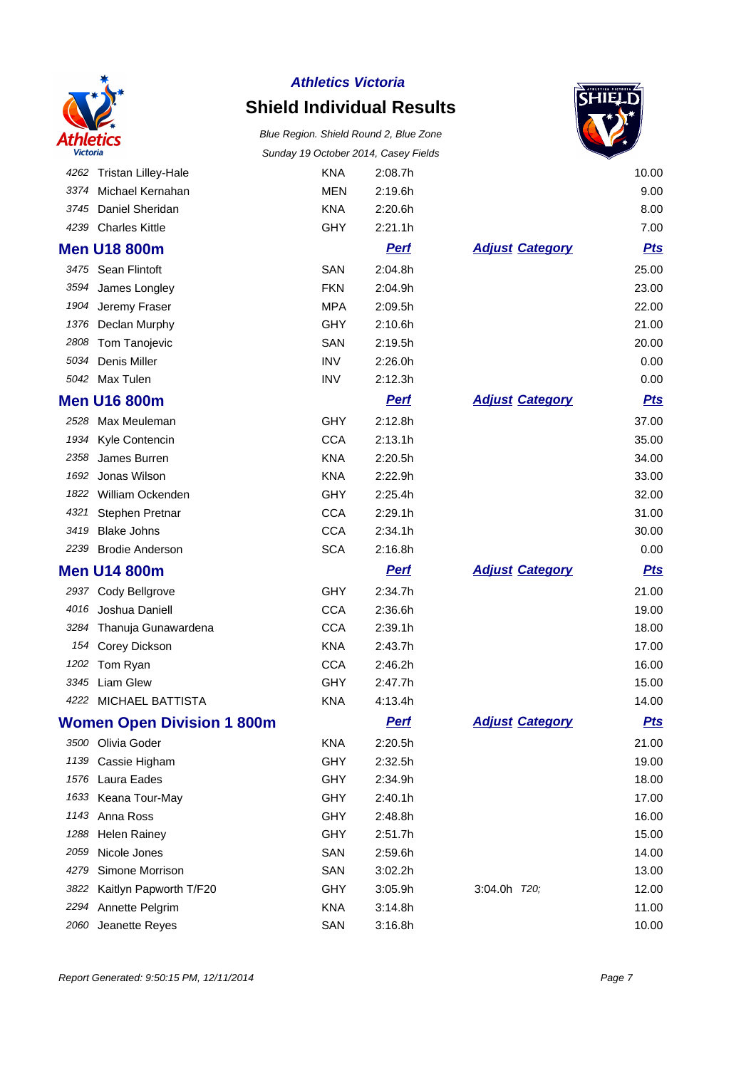**Athletics Victoria**

## Shield Individual Results

*Blue Region. Shield Round 2, Blue Zone*

*Sunday 19 October 2014, Casey Fields*

| | | | | | |
|---|---|---|---|---|---|
| 4262 | Tristan Lilley-Hale | KNA | 2:08.7h | | 10.00 |
| 3374 | Michael Kernahan | MEN | 2:19.6h | | 9.00 |
| 3745 | Daniel Sheridan | KNA | 2:20.6h | | 8.00 |
| 4239 | Charles Kittle | GHY | 2:21.1h | | 7.00 |

### Men U18 800m

| | | | Perf | Adjust Category | Pts |
|---|---|---|---|---|---|
| 3475 | Sean Flintoft | SAN | 2:04.8h | | 25.00 |
| 3594 | James Longley | FKN | 2:04.9h | | 23.00 |
| 1904 | Jeremy Fraser | MPA | 2:09.5h | | 22.00 |
| 1376 | Declan Murphy | GHY | 2:10.6h | | 21.00 |
| 2808 | Tom Tanojevic | SAN | 2:19.5h | | 20.00 |
| 5034 | Denis Miller | INV | 2:26.0h | | 0.00 |
| 5042 | Max Tulen | INV | 2:12.3h | | 0.00 |

### Men U16 800m

| | | | Perf | Adjust Category | Pts |
|---|---|---|---|---|---|
| 2528 | Max Meuleman | GHY | 2:12.8h | | 37.00 |
| 1934 | Kyle Contencin | CCA | 2:13.1h | | 35.00 |
| 2358 | James Burren | KNA | 2:20.5h | | 34.00 |
| 1692 | Jonas Wilson | KNA | 2:22.9h | | 33.00 |
| 1822 | William Ockenden | GHY | 2:25.4h | | 32.00 |
| 4321 | Stephen Pretnar | CCA | 2:29.1h | | 31.00 |
| 3419 | Blake Johns | CCA | 2:34.1h | | 30.00 |
| 2239 | Brodie Anderson | SCA | 2:16.8h | | 0.00 |

### Men U14 800m

| | | | Perf | Adjust Category | Pts |
|---|---|---|---|---|---|
| 2937 | Cody Bellgrove | GHY | 2:34.7h | | 21.00 |
| 4016 | Joshua Daniell | CCA | 2:36.6h | | 19.00 |
| 3284 | Thanuja Gunawardena | CCA | 2:39.1h | | 18.00 |
| 154 | Corey Dickson | KNA | 2:43.7h | | 17.00 |
| 1202 | Tom Ryan | CCA | 2:46.2h | | 16.00 |
| 3345 | Liam Glew | GHY | 2:47.7h | | 15.00 |
| 4222 | MICHAEL BATTISTA | KNA | 4:13.4h | | 14.00 |

### Women Open Division 1 800m

| | | | Perf | Adjust Category | Pts |
|---|---|---|---|---|---|
| 3500 | Olivia Goder | KNA | 2:20.5h | | 21.00 |
| 1139 | Cassie Higham | GHY | 2:32.5h | | 19.00 |
| 1576 | Laura Eades | GHY | 2:34.9h | | 18.00 |
| 1633 | Keana Tour-May | GHY | 2:40.1h | | 17.00 |
| 1143 | Anna Ross | GHY | 2:48.8h | | 16.00 |
| 1288 | Helen Rainey | GHY | 2:51.7h | | 15.00 |
| 2059 | Nicole Jones | SAN | 2:59.6h | | 14.00 |
| 4279 | Simone Morrison | SAN | 3:02.2h | | 13.00 |
| 3822 | Kaitlyn Papworth T/F20 | GHY | 3:05.9h | 3:04.0h *T20;* | 12.00 |
| 2294 | Annette Pelgrim | KNA | 3:14.8h | | 11.00 |
| 2060 | Jeanette Reyes | SAN | 3:16.8h | | 10.00 |

*Report Generated: 9:50:15 PM, 12/11/2014*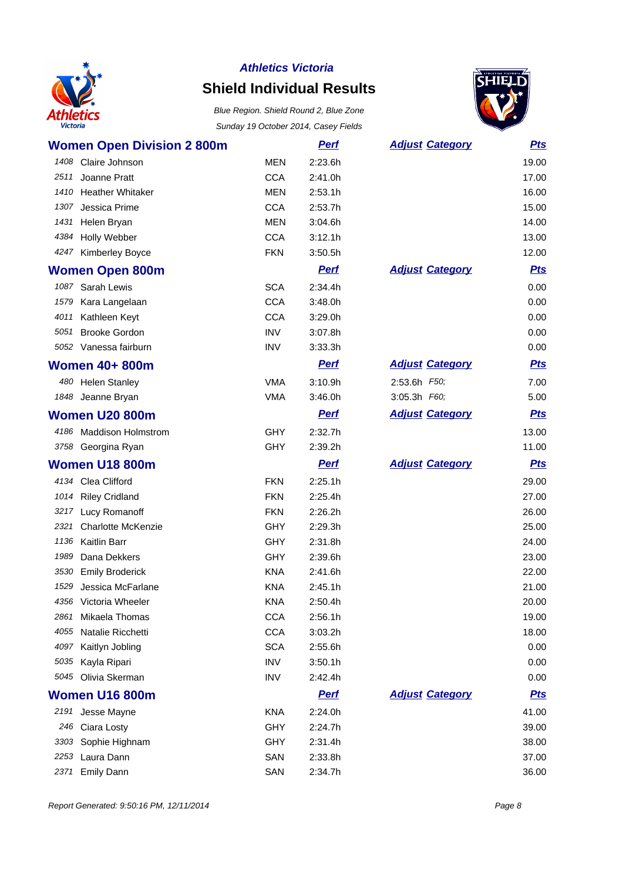*Athletics Victoria*

## Shield Individual Results

*Blue Region. Shield Round 2, Blue Zone*

*Sunday 19 October 2014, Casey Fields*

### Women Open Division 2 800m

| | | | Perf | Adjust Category | Pts |
|---|---|---|---|---|---|
| 1408 | Claire Johnson | MEN | 2:23.6h | | 19.00 |
| 2511 | Joanne Pratt | CCA | 2:41.0h | | 17.00 |
| 1410 | Heather Whitaker | MEN | 2:53.1h | | 16.00 |
| 1307 | Jessica Prime | CCA | 2:53.7h | | 15.00 |
| 1431 | Helen Bryan | MEN | 3:04.6h | | 14.00 |
| 4384 | Holly Webber | CCA | 3:12.1h | | 13.00 |
| 4247 | Kimberley Boyce | FKN | 3:50.5h | | 12.00 |

### Women Open 800m

| | | | Perf | Adjust Category | Pts |
|---|---|---|---|---|---|
| 1087 | Sarah Lewis | SCA | 2:34.4h | | 0.00 |
| 1579 | Kara Langelaan | CCA | 3:48.0h | | 0.00 |
| 4011 | Kathleen Keyt | CCA | 3:29.0h | | 0.00 |
| 5051 | Brooke Gordon | INV | 3:07.8h | | 0.00 |
| 5052 | Vanessa fairburn | INV | 3:33.3h | | 0.00 |

### Women 40+ 800m

| | | | Perf | Adjust Category | Pts |
|---|---|---|---|---|---|
| 480 | Helen Stanley | VMA | 3:10.9h | 2:53.6h *F50;* | 7.00 |
| 1848 | Jeanne Bryan | VMA | 3:46.0h | 3:05.3h *F60;* | 5.00 |

### Women U20 800m

| | | | Perf | Adjust Category | Pts |
|---|---|---|---|---|---|
| 4186 | Maddison Holmstrom | GHY | 2:32.7h | | 13.00 |
| 3758 | Georgina Ryan | GHY | 2:39.2h | | 11.00 |

### Women U18 800m

| | | | Perf | Adjust Category | Pts |
|---|---|---|---|---|---|
| 4134 | Clea Clifford | FKN | 2:25.1h | | 29.00 |
| 1014 | Riley Cridland | FKN | 2:25.4h | | 27.00 |
| 3217 | Lucy Romanoff | FKN | 2:26.2h | | 26.00 |
| 2321 | Charlotte McKenzie | GHY | 2:29.3h | | 25.00 |
| 1136 | Kaitlin Barr | GHY | 2:31.8h | | 24.00 |
| 1989 | Dana Dekkers | GHY | 2:39.6h | | 23.00 |
| 3530 | Emily Broderick | KNA | 2:41.6h | | 22.00 |
| 1529 | Jessica McFarlane | KNA | 2:45.1h | | 21.00 |
| 4356 | Victoria Wheeler | KNA | 2:50.4h | | 20.00 |
| 2861 | Mikaela Thomas | CCA | 2:56.1h | | 19.00 |
| 4055 | Natalie Ricchetti | CCA | 3:03.2h | | 18.00 |
| 4097 | Kaitlyn Jobling | SCA | 2:55.6h | | 0.00 |
| 5035 | Kayla Ripari | INV | 3:50.1h | | 0.00 |
| 5045 | Olivia Skerman | INV | 2:42.4h | | 0.00 |

### Women U16 800m

| | | | Perf | Adjust Category | Pts |
|---|---|---|---|---|---|
| 2191 | Jesse Mayne | KNA | 2:24.0h | | 41.00 |
| 246 | Ciara Losty | GHY | 2:24.7h | | 39.00 |
| 3303 | Sophie Highnam | GHY | 2:31.4h | | 38.00 |
| 2253 | Laura Dann | SAN | 2:33.8h | | 37.00 |
| 2371 | Emily Dann | SAN | 2:34.7h | | 36.00 |

*Report Generated: 9:50:16 PM, 12/11/2014*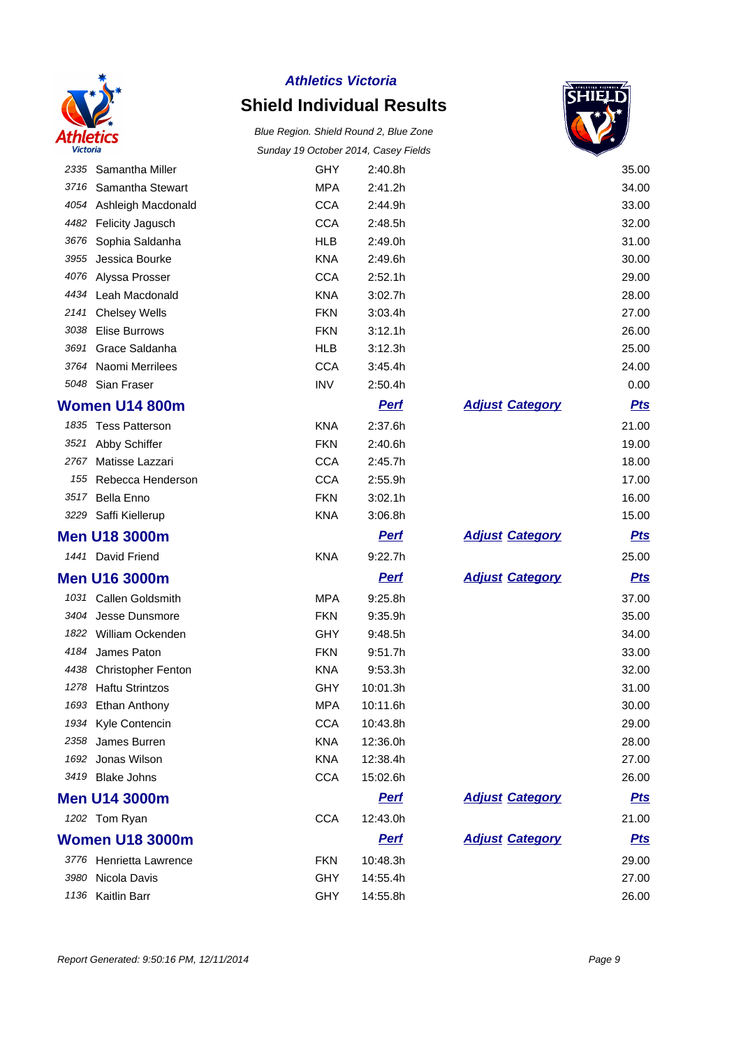# Athletics Victoria

## Shield Individual Results

*Blue Region. Shield Round 2, Blue Zone*

*Sunday 19 October 2014, Casey Fields*

| | | | | | Pts |
|---|---|---|---|---|---|
| 2335 | Samantha Miller | GHY | 2:40.8h | | 35.00 |
| 3716 | Samantha Stewart | MPA | 2:41.2h | | 34.00 |
| 4054 | Ashleigh Macdonald | CCA | 2:44.9h | | 33.00 |
| 4482 | Felicity Jagusch | CCA | 2:48.5h | | 32.00 |
| 3676 | Sophia Saldanha | HLB | 2:49.0h | | 31.00 |
| 3955 | Jessica Bourke | KNA | 2:49.6h | | 30.00 |
| 4076 | Alyssa Prosser | CCA | 2:52.1h | | 29.00 |
| 4434 | Leah Macdonald | KNA | 3:02.7h | | 28.00 |
| 2141 | Chelsey Wells | FKN | 3:03.4h | | 27.00 |
| 3038 | Elise Burrows | FKN | 3:12.1h | | 26.00 |
| 3691 | Grace Saldanha | HLB | 3:12.3h | | 25.00 |
| 3764 | Naomi Merrilees | CCA | 3:45.4h | | 24.00 |
| 5048 | Sian Fraser | INV | 2:50.4h | | 0.00 |

### Women U14 800m

| | | | Perf | Adjust Category | Pts |
|---|---|---|---|---|---|
| 1835 | Tess Patterson | KNA | 2:37.6h | | 21.00 |
| 3521 | Abby Schiffer | FKN | 2:40.6h | | 19.00 |
| 2767 | Matisse Lazzari | CCA | 2:45.7h | | 18.00 |
| 155 | Rebecca Henderson | CCA | 2:55.9h | | 17.00 |
| 3517 | Bella Enno | FKN | 3:02.1h | | 16.00 |
| 3229 | Saffi Kiellerup | KNA | 3:06.8h | | 15.00 |

### Men U18 3000m

| | | | Perf | Adjust Category | Pts |
|---|---|---|---|---|---|
| 1441 | David Friend | KNA | 9:22.7h | | 25.00 |

### Men U16 3000m

| | | | Perf | Adjust Category | Pts |
|---|---|---|---|---|---|
| 1031 | Callen Goldsmith | MPA | 9:25.8h | | 37.00 |
| 3404 | Jesse Dunsmore | FKN | 9:35.9h | | 35.00 |
| 1822 | William Ockenden | GHY | 9:48.5h | | 34.00 |
| 4184 | James Paton | FKN | 9:51.7h | | 33.00 |
| 4438 | Christopher Fenton | KNA | 9:53.3h | | 32.00 |
| 1278 | Haftu Strintzos | GHY | 10:01.3h | | 31.00 |
| 1693 | Ethan Anthony | MPA | 10:11.6h | | 30.00 |
| 1934 | Kyle Contencin | CCA | 10:43.8h | | 29.00 |
| 2358 | James Burren | KNA | 12:36.0h | | 28.00 |
| 1692 | Jonas Wilson | KNA | 12:38.4h | | 27.00 |
| 3419 | Blake Johns | CCA | 15:02.6h | | 26.00 |

### Men U14 3000m

| | | | Perf | Adjust Category | Pts |
|---|---|---|---|---|---|
| 1202 | Tom Ryan | CCA | 12:43.0h | | 21.00 |

### Women U18 3000m

| | | | Perf | Adjust Category | Pts |
|---|---|---|---|---|---|
| 3776 | Henrietta Lawrence | FKN | 10:48.3h | | 29.00 |
| 3980 | Nicola Davis | GHY | 14:55.4h | | 27.00 |
| 1136 | Kaitlin Barr | GHY | 14:55.8h | | 26.00 |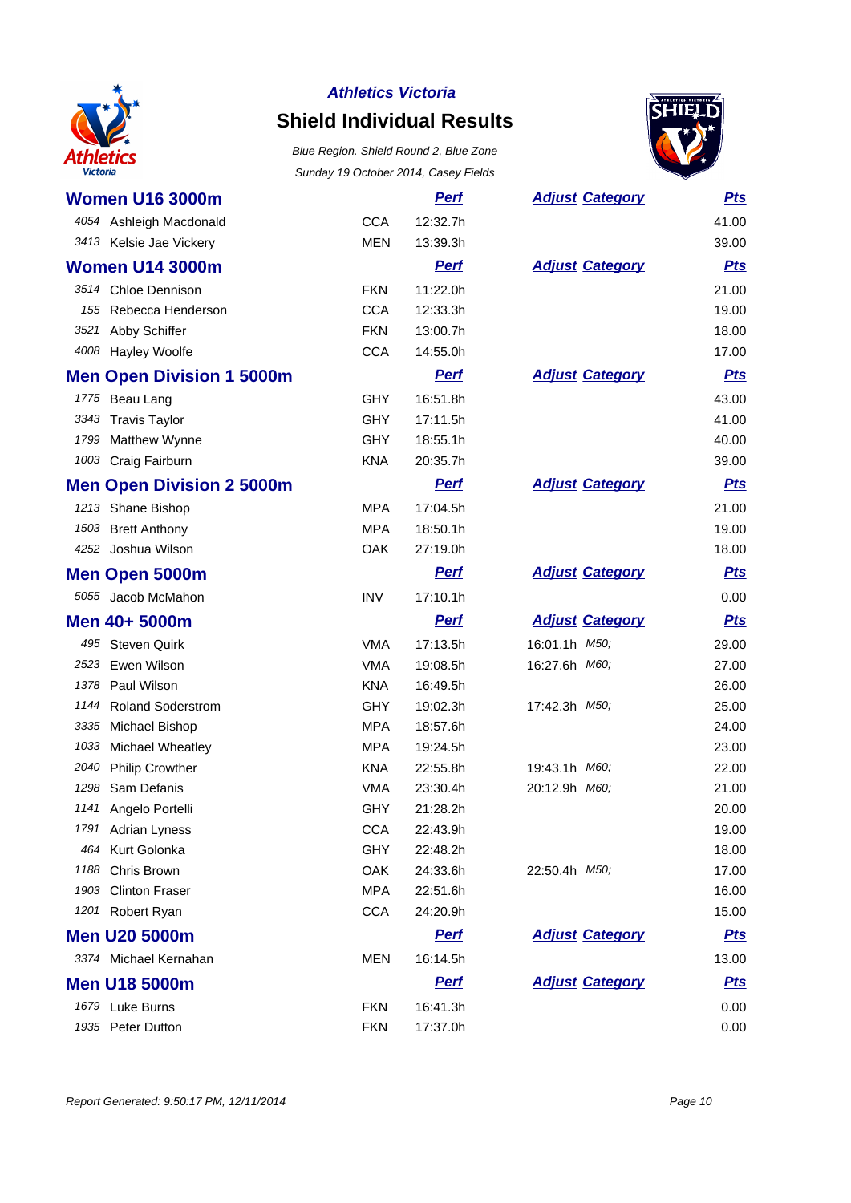**Athletics Victoria**

# Shield Individual Results

*Blue Region. Shield Round 2, Blue Zone*

*Sunday 19 October 2014, Casey Fields*

## Women U16 3000m

| | Name | Club | Perf | Adjust | Category | Pts |
|---|---|---|---|---|---|---|
| 4054 | Ashleigh Macdonald | CCA | 12:32.7h | | | 41.00 |
| 3413 | Kelsie Jae Vickery | MEN | 13:39.3h | | | 39.00 |

## Women U14 3000m

| | Name | Club | Perf | Adjust | Category | Pts |
|---|---|---|---|---|---|---|
| 3514 | Chloe Dennison | FKN | 11:22.0h | | | 21.00 |
| 155 | Rebecca Henderson | CCA | 12:33.3h | | | 19.00 |
| 3521 | Abby Schiffer | FKN | 13:00.7h | | | 18.00 |
| 4008 | Hayley Woolfe | CCA | 14:55.0h | | | 17.00 |

## Men Open Division 1 5000m

| | Name | Club | Perf | Adjust | Category | Pts |
|---|---|---|---|---|---|---|
| 1775 | Beau Lang | GHY | 16:51.8h | | | 43.00 |
| 3343 | Travis Taylor | GHY | 17:11.5h | | | 41.00 |
| 1799 | Matthew Wynne | GHY | 18:55.1h | | | 40.00 |
| 1003 | Craig Fairburn | KNA | 20:35.7h | | | 39.00 |

## Men Open Division 2 5000m

| | Name | Club | Perf | Adjust | Category | Pts |
|---|---|---|---|---|---|---|
| 1213 | Shane Bishop | MPA | 17:04.5h | | | 21.00 |
| 1503 | Brett Anthony | MPA | 18:50.1h | | | 19.00 |
| 4252 | Joshua Wilson | OAK | 27:19.0h | | | 18.00 |

## Men Open 5000m

| | Name | Club | Perf | Adjust | Category | Pts |
|---|---|---|---|---|---|---|
| 5055 | Jacob McMahon | INV | 17:10.1h | | | 0.00 |

## Men 40+ 5000m

| | Name | Club | Perf | Adjust | Category | Pts |
|---|---|---|---|---|---|---|
| 495 | Steven Quirk | VMA | 17:13.5h | 16:01.1h | M50; | 29.00 |
| 2523 | Ewen Wilson | VMA | 19:08.5h | 16:27.6h | M60; | 27.00 |
| 1378 | Paul Wilson | KNA | 16:49.5h | | | 26.00 |
| 1144 | Roland Soderstrom | GHY | 19:02.3h | 17:42.3h | M50; | 25.00 |
| 3335 | Michael Bishop | MPA | 18:57.6h | | | 24.00 |
| 1033 | Michael Wheatley | MPA | 19:24.5h | | | 23.00 |
| 2040 | Philip Crowther | KNA | 22:55.8h | 19:43.1h | M60; | 22.00 |
| 1298 | Sam Defanis | VMA | 23:30.4h | 20:12.9h | M60; | 21.00 |
| 1141 | Angelo Portelli | GHY | 21:28.2h | | | 20.00 |
| 1791 | Adrian Lyness | CCA | 22:43.9h | | | 19.00 |
| 464 | Kurt Golonka | GHY | 22:48.2h | | | 18.00 |
| 1188 | Chris Brown | OAK | 24:33.6h | 22:50.4h | M50; | 17.00 |
| 1903 | Clinton Fraser | MPA | 22:51.6h | | | 16.00 |
| 1201 | Robert Ryan | CCA | 24:20.9h | | | 15.00 |

## Men U20 5000m

| | Name | Club | Perf | Adjust | Category | Pts |
|---|---|---|---|---|---|---|
| 3374 | Michael Kernahan | MEN | 16:14.5h | | | 13.00 |

## Men U18 5000m

| | Name | Club | Perf | Adjust | Category | Pts |
|---|---|---|---|---|---|---|
| 1679 | Luke Burns | FKN | 16:41.3h | | | 0.00 |
| 1935 | Peter Dutton | FKN | 17:37.0h | | | 0.00 |

*Report Generated: 9:50:17 PM, 12/11/2014*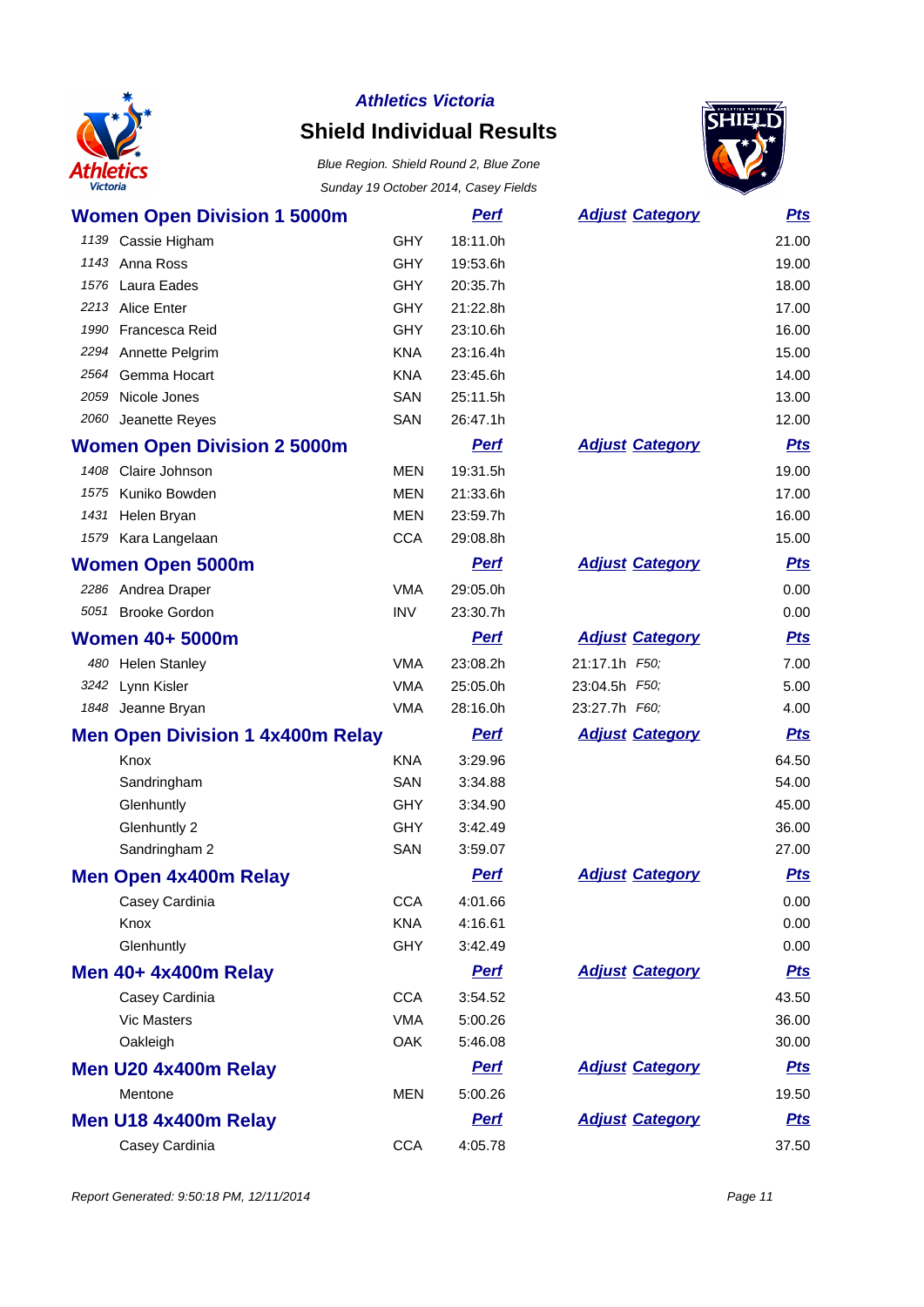**Athletics Victoria**

# Shield Individual Results

*Blue Region. Shield Round 2, Blue Zone*

*Sunday 19 October 2014, Casey Fields*

## Women Open Division 1 5000m

| | Name | Club | Perf | Adjust | Category | Pts |
|---|---|---|---|---|---|---|
| 1139 | Cassie Higham | GHY | 18:11.0h | | | 21.00 |
| 1143 | Anna Ross | GHY | 19:53.6h | | | 19.00 |
| 1576 | Laura Eades | GHY | 20:35.7h | | | 18.00 |
| 2213 | Alice Enter | GHY | 21:22.8h | | | 17.00 |
| 1990 | Francesca Reid | GHY | 23:10.6h | | | 16.00 |
| 2294 | Annette Pelgrim | KNA | 23:16.4h | | | 15.00 |
| 2564 | Gemma Hocart | KNA | 23:45.6h | | | 14.00 |
| 2059 | Nicole Jones | SAN | 25:11.5h | | | 13.00 |
| 2060 | Jeanette Reyes | SAN | 26:47.1h | | | 12.00 |

## Women Open Division 2 5000m

| | Name | Club | Perf | Adjust | Category | Pts |
|---|---|---|---|---|---|---|
| 1408 | Claire Johnson | MEN | 19:31.5h | | | 19.00 |
| 1575 | Kuniko Bowden | MEN | 21:33.6h | | | 17.00 |
| 1431 | Helen Bryan | MEN | 23:59.7h | | | 16.00 |
| 1579 | Kara Langelaan | CCA | 29:08.8h | | | 15.00 |

## Women Open 5000m

| | Name | Club | Perf | Adjust | Category | Pts |
|---|---|---|---|---|---|---|
| 2286 | Andrea Draper | VMA | 29:05.0h | | | 0.00 |
| 5051 | Brooke Gordon | INV | 23:30.7h | | | 0.00 |

## Women 40+ 5000m

| | Name | Club | Perf | Adjust | Category | Pts |
|---|---|---|---|---|---|---|
| 480 | Helen Stanley | VMA | 23:08.2h | 21:17.1h | F50; | 7.00 |
| 3242 | Lynn Kisler | VMA | 25:05.0h | 23:04.5h | F50; | 5.00 |
| 1848 | Jeanne Bryan | VMA | 28:16.0h | 23:27.7h | F60; | 4.00 |

## Men Open Division 1 4x400m Relay

| Team | Club | Perf | Adjust | Category | Pts |
|---|---|---|---|---|---|
| Knox | KNA | 3:29.96 | | | 64.50 |
| Sandringham | SAN | 3:34.88 | | | 54.00 |
| Glenhuntly | GHY | 3:34.90 | | | 45.00 |
| Glenhuntly 2 | GHY | 3:42.49 | | | 36.00 |
| Sandringham 2 | SAN | 3:59.07 | | | 27.00 |

## Men Open 4x400m Relay

| Team | Club | Perf | Adjust | Category | Pts |
|---|---|---|---|---|---|
| Casey Cardinia | CCA | 4:01.66 | | | 0.00 |
| Knox | KNA | 4:16.61 | | | 0.00 |
| Glenhuntly | GHY | 3:42.49 | | | 0.00 |

## Men 40+ 4x400m Relay

| Team | Club | Perf | Adjust | Category | Pts |
|---|---|---|---|---|---|
| Casey Cardinia | CCA | 3:54.52 | | | 43.50 |
| Vic Masters | VMA | 5:00.26 | | | 36.00 |
| Oakleigh | OAK | 5:46.08 | | | 30.00 |

## Men U20 4x400m Relay

| Team | Club | Perf | Adjust | Category | Pts |
|---|---|---|---|---|---|
| Mentone | MEN | 5:00.26 | | | 19.50 |

## Men U18 4x400m Relay

| Team | Club | Perf | Adjust | Category | Pts |
|---|---|---|---|---|---|
| Casey Cardinia | CCA | 4:05.78 | | | 37.50 |

*Report Generated: 9:50:18 PM, 12/11/2014*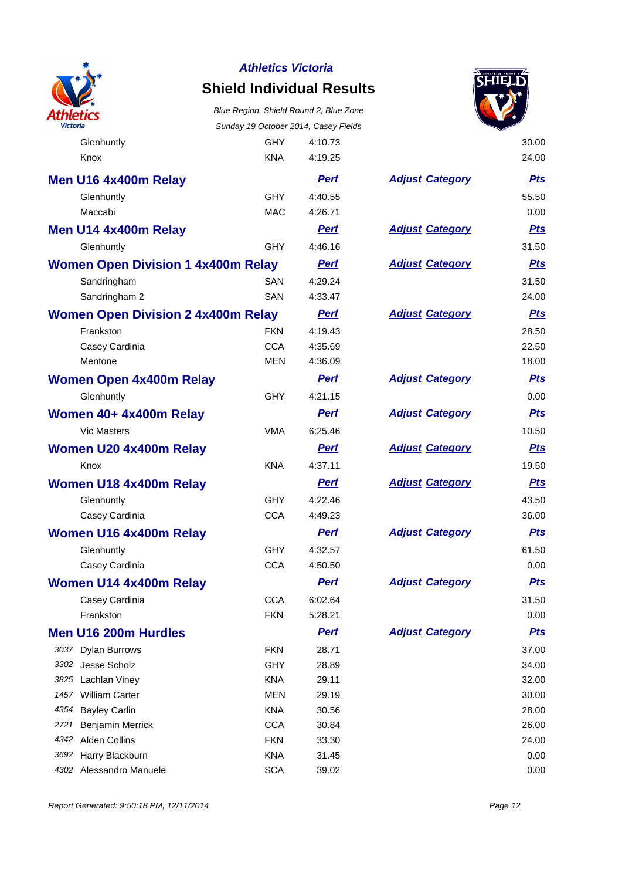| | Team | Club | Perf | Adjust Category | Pts |
|---|---|---|---|---|---|
| | Glenhuntly | GHY | 4:10.73 | | 30.00 |
| | Knox | KNA | 4:19.25 | | 24.00 |

## Men U16 4x400m Relay

| | Team | Club | Perf | Adjust Category | Pts |
|---|---|---|---|---|---|
| | Glenhuntly | GHY | 4:40.55 | | 55.50 |
| | Maccabi | MAC | 4:26.71 | | 0.00 |

## Men U14 4x400m Relay

| | Team | Club | Perf | Adjust Category | Pts |
|---|---|---|---|---|---|
| | Glenhuntly | GHY | 4:46.16 | | 31.50 |

## Women Open Division 1 4x400m Relay

| | Team | Club | Perf | Adjust Category | Pts |
|---|---|---|---|---|---|
| | Sandringham | SAN | 4:29.24 | | 31.50 |
| | Sandringham 2 | SAN | 4:33.47 | | 24.00 |

## Women Open Division 2 4x400m Relay

| | Team | Club | Perf | Adjust Category | Pts |
|---|---|---|---|---|---|
| | Frankston | FKN | 4:19.43 | | 28.50 |
| | Casey Cardinia | CCA | 4:35.69 | | 22.50 |
| | Mentone | MEN | 4:36.09 | | 18.00 |

## Women Open 4x400m Relay

| | Team | Club | Perf | Adjust Category | Pts |
|---|---|---|---|---|---|
| | Glenhuntly | GHY | 4:21.15 | | 0.00 |

## Women 40+ 4x400m Relay

| | Team | Club | Perf | Adjust Category | Pts |
|---|---|---|---|---|---|
| | Vic Masters | VMA | 6:25.46 | | 10.50 |

## Women U20 4x400m Relay

| | Team | Club | Perf | Adjust Category | Pts |
|---|---|---|---|---|---|
| | Knox | KNA | 4:37.11 | | 19.50 |

## Women U18 4x400m Relay

| | Team | Club | Perf | Adjust Category | Pts |
|---|---|---|---|---|---|
| | Glenhuntly | GHY | 4:22.46 | | 43.50 |
| | Casey Cardinia | CCA | 4:49.23 | | 36.00 |

## Women U16 4x400m Relay

| | Team | Club | Perf | Adjust Category | Pts |
|---|---|---|---|---|---|
| | Glenhuntly | GHY | 4:32.57 | | 61.50 |
| | Casey Cardinia | CCA | 4:50.50 | | 0.00 |

## Women U14 4x400m Relay

| | Team | Club | Perf | Adjust Category | Pts |
|---|---|---|---|---|---|
| | Casey Cardinia | CCA | 6:02.64 | | 31.50 |
| | Frankston | FKN | 5:28.21 | | 0.00 |

## Men U16 200m Hurdles

| | Name | Club | Perf | Adjust Category | Pts |
|---|---|---|---|---|---|
| 3037 | Dylan Burrows | FKN | 28.71 | | 37.00 |
| 3302 | Jesse Scholz | GHY | 28.89 | | 34.00 |
| 3825 | Lachlan Viney | KNA | 29.11 | | 32.00 |
| 1457 | William Carter | MEN | 29.19 | | 30.00 |
| 4354 | Bayley Carlin | KNA | 30.56 | | 28.00 |
| 2721 | Benjamin Merrick | CCA | 30.84 | | 26.00 |
| 4342 | Alden Collins | FKN | 33.30 | | 24.00 |
| 3692 | Harry Blackburn | KNA | 31.45 | | 0.00 |
| 4302 | Alessandro Manuele | SCA | 39.02 | | 0.00 |

*Report Generated: 9:50:18 PM, 12/11/2014*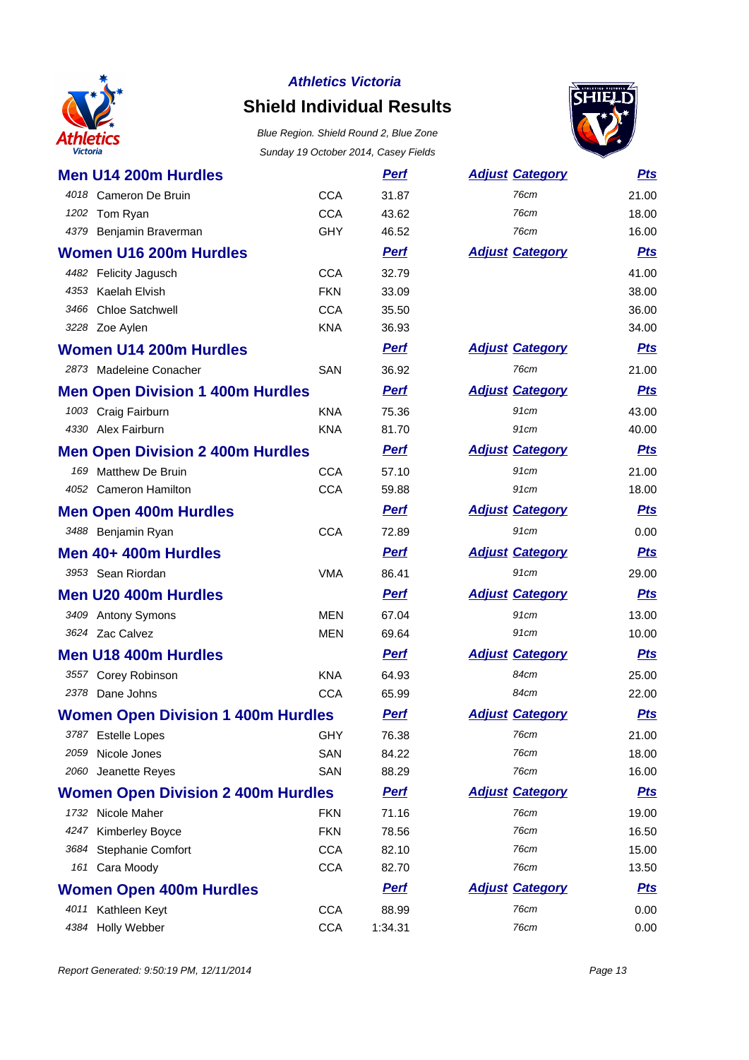**Athletics Victoria**

# Shield Individual Results

*Blue Region. Shield Round 2, Blue Zone*

*Sunday 19 October 2014, Casey Fields*

## Men U14 200m Hurdles

| | Name | Club | Perf | Adjust Category | Pts |
|---|---|---|---|---|---|
| 4018 | Cameron De Bruin | CCA | 31.87 | 76cm | 21.00 |
| 1202 | Tom Ryan | CCA | 43.62 | 76cm | 18.00 |
| 4379 | Benjamin Braverman | GHY | 46.52 | 76cm | 16.00 |

## Women U16 200m Hurdles

| | Name | Club | Perf | Adjust Category | Pts |
|---|---|---|---|---|---|
| 4482 | Felicity Jagusch | CCA | 32.79 | | 41.00 |
| 4353 | Kaelah Elvish | FKN | 33.09 | | 38.00 |
| 3466 | Chloe Satchwell | CCA | 35.50 | | 36.00 |
| 3228 | Zoe Aylen | KNA | 36.93 | | 34.00 |

## Women U14 200m Hurdles

| | Name | Club | Perf | Adjust Category | Pts |
|---|---|---|---|---|---|
| 2873 | Madeleine Conacher | SAN | 36.92 | 76cm | 21.00 |

## Men Open Division 1 400m Hurdles

| | Name | Club | Perf | Adjust Category | Pts |
|---|---|---|---|---|---|
| 1003 | Craig Fairburn | KNA | 75.36 | 91cm | 43.00 |
| 4330 | Alex Fairburn | KNA | 81.70 | 91cm | 40.00 |

## Men Open Division 2 400m Hurdles

| | Name | Club | Perf | Adjust Category | Pts |
|---|---|---|---|---|---|
| 169 | Matthew De Bruin | CCA | 57.10 | 91cm | 21.00 |
| 4052 | Cameron Hamilton | CCA | 59.88 | 91cm | 18.00 |

## Men Open 400m Hurdles

| | Name | Club | Perf | Adjust Category | Pts |
|---|---|---|---|---|---|
| 3488 | Benjamin Ryan | CCA | 72.89 | 91cm | 0.00 |

## Men 40+ 400m Hurdles

| | Name | Club | Perf | Adjust Category | Pts |
|---|---|---|---|---|---|
| 3953 | Sean Riordan | VMA | 86.41 | 91cm | 29.00 |

## Men U20 400m Hurdles

| | Name | Club | Perf | Adjust Category | Pts |
|---|---|---|---|---|---|
| 3409 | Antony Symons | MEN | 67.04 | 91cm | 13.00 |
| 3624 | Zac Calvez | MEN | 69.64 | 91cm | 10.00 |

## Men U18 400m Hurdles

| | Name | Club | Perf | Adjust Category | Pts |
|---|---|---|---|---|---|
| 3557 | Corey Robinson | KNA | 64.93 | 84cm | 25.00 |
| 2378 | Dane Johns | CCA | 65.99 | 84cm | 22.00 |

## Women Open Division 1 400m Hurdles

| | Name | Club | Perf | Adjust Category | Pts |
|---|---|---|---|---|---|
| 3787 | Estelle Lopes | GHY | 76.38 | 76cm | 21.00 |
| 2059 | Nicole Jones | SAN | 84.22 | 76cm | 18.00 |
| 2060 | Jeanette Reyes | SAN | 88.29 | 76cm | 16.00 |

## Women Open Division 2 400m Hurdles

| | Name | Club | Perf | Adjust Category | Pts |
|---|---|---|---|---|---|
| 1732 | Nicole Maher | FKN | 71.16 | 76cm | 19.00 |
| 4247 | Kimberley Boyce | FKN | 78.56 | 76cm | 16.50 |
| 3684 | Stephanie Comfort | CCA | 82.10 | 76cm | 15.00 |
| 161 | Cara Moody | CCA | 82.70 | 76cm | 13.50 |

## Women Open 400m Hurdles

| | Name | Club | Perf | Adjust Category | Pts |
|---|---|---|---|---|---|
| 4011 | Kathleen Keyt | CCA | 88.99 | 76cm | 0.00 |
| 4384 | Holly Webber | CCA | 1:34.31 | 76cm | 0.00 |

*Report Generated: 9:50:19 PM, 12/11/2014*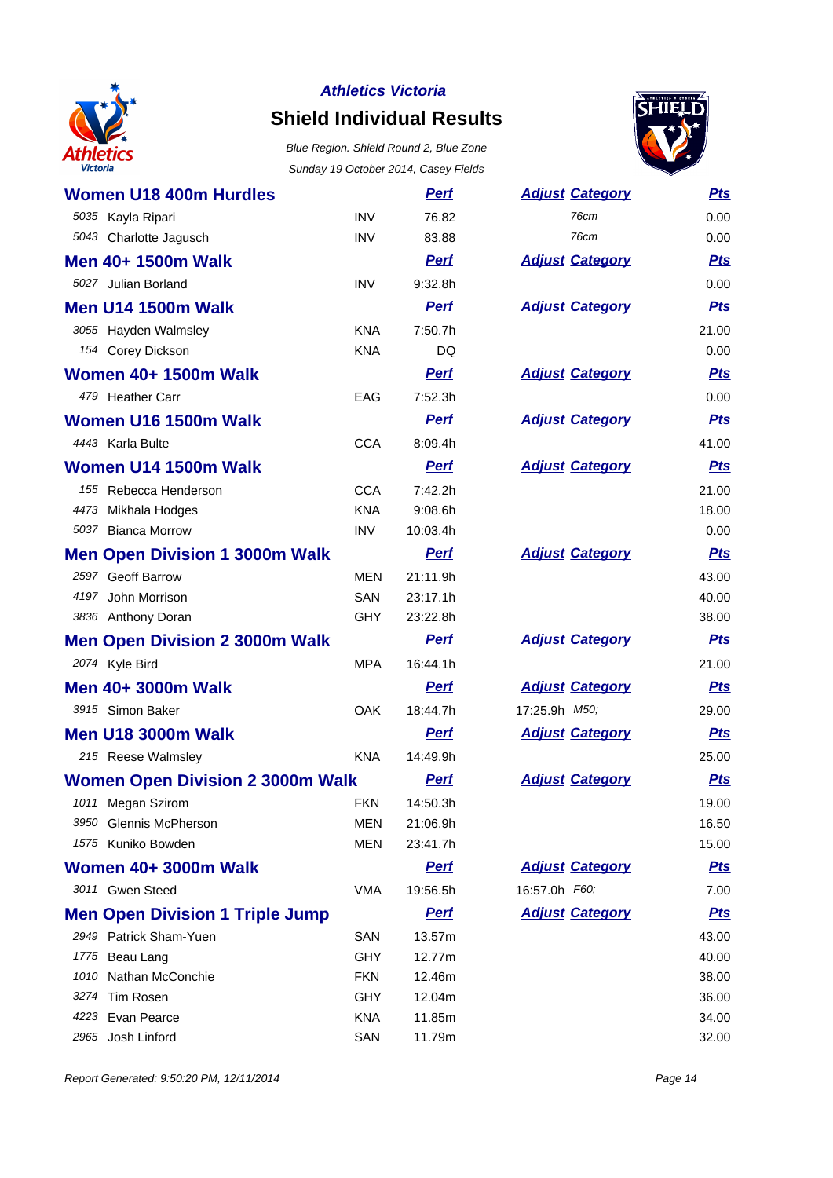**Athletics Victoria**

# Shield Individual Results

*Blue Region. Shield Round 2, Blue Zone*

*Sunday 19 October 2014, Casey Fields*

## Women U18 400m Hurdles

| | Name | Club | Perf | Adjust Category | Pts |
|---|---|---|---|---|---|
| 5035 | Kayla Ripari | INV | 76.82 | 76cm | 0.00 |
| 5043 | Charlotte Jagusch | INV | 83.88 | 76cm | 0.00 |

## Men 40+ 1500m Walk

| | Name | Club | Perf | Adjust Category | Pts |
|---|---|---|---|---|---|
| 5027 | Julian Borland | INV | 9:32.8h | | 0.00 |

## Men U14 1500m Walk

| | Name | Club | Perf | Adjust Category | Pts |
|---|---|---|---|---|---|
| 3055 | Hayden Walmsley | KNA | 7:50.7h | | 21.00 |
| 154 | Corey Dickson | KNA | DQ | | 0.00 |

## Women 40+ 1500m Walk

| | Name | Club | Perf | Adjust Category | Pts |
|---|---|---|---|---|---|
| 479 | Heather Carr | EAG | 7:52.3h | | 0.00 |

## Women U16 1500m Walk

| | Name | Club | Perf | Adjust Category | Pts |
|---|---|---|---|---|---|
| 4443 | Karla Bulte | CCA | 8:09.4h | | 41.00 |

## Women U14 1500m Walk

| | Name | Club | Perf | Adjust Category | Pts |
|---|---|---|---|---|---|
| 155 | Rebecca Henderson | CCA | 7:42.2h | | 21.00 |
| 4473 | Mikhala Hodges | KNA | 9:08.6h | | 18.00 |
| 5037 | Bianca Morrow | INV | 10:03.4h | | 0.00 |

## Men Open Division 1 3000m Walk

| | Name | Club | Perf | Adjust Category | Pts |
|---|---|---|---|---|---|
| 2597 | Geoff Barrow | MEN | 21:11.9h | | 43.00 |
| 4197 | John Morrison | SAN | 23:17.1h | | 40.00 |
| 3836 | Anthony Doran | GHY | 23:22.8h | | 38.00 |

## Men Open Division 2 3000m Walk

| | Name | Club | Perf | Adjust Category | Pts |
|---|---|---|---|---|---|
| 2074 | Kyle Bird | MPA | 16:44.1h | | 21.00 |

## Men 40+ 3000m Walk

| | Name | Club | Perf | Adjust Category | Pts |
|---|---|---|---|---|---|
| 3915 | Simon Baker | OAK | 18:44.7h | 17:25.9h M50; | 29.00 |

## Men U18 3000m Walk

| | Name | Club | Perf | Adjust Category | Pts |
|---|---|---|---|---|---|
| 215 | Reese Walmsley | KNA | 14:49.9h | | 25.00 |

## Women Open Division 2 3000m Walk

| | Name | Club | Perf | Adjust Category | Pts |
|---|---|---|---|---|---|
| 1011 | Megan Szirom | FKN | 14:50.3h | | 19.00 |
| 3950 | Glennis McPherson | MEN | 21:06.9h | | 16.50 |
| 1575 | Kuniko Bowden | MEN | 23:41.7h | | 15.00 |

## Women 40+ 3000m Walk

| | Name | Club | Perf | Adjust Category | Pts |
|---|---|---|---|---|---|
| 3011 | Gwen Steed | VMA | 19:56.5h | 16:57.0h F60; | 7.00 |

## Men Open Division 1 Triple Jump

| | Name | Club | Perf | Adjust Category | Pts |
|---|---|---|---|---|---|
| 2949 | Patrick Sham-Yuen | SAN | 13.57m | | 43.00 |
| 1775 | Beau Lang | GHY | 12.77m | | 40.00 |
| 1010 | Nathan McConchie | FKN | 12.46m | | 38.00 |
| 3274 | Tim Rosen | GHY | 12.04m | | 36.00 |
| 4223 | Evan Pearce | KNA | 11.85m | | 34.00 |
| 2965 | Josh Linford | SAN | 11.79m | | 32.00 |

*Report Generated: 9:50:20 PM, 12/11/2014*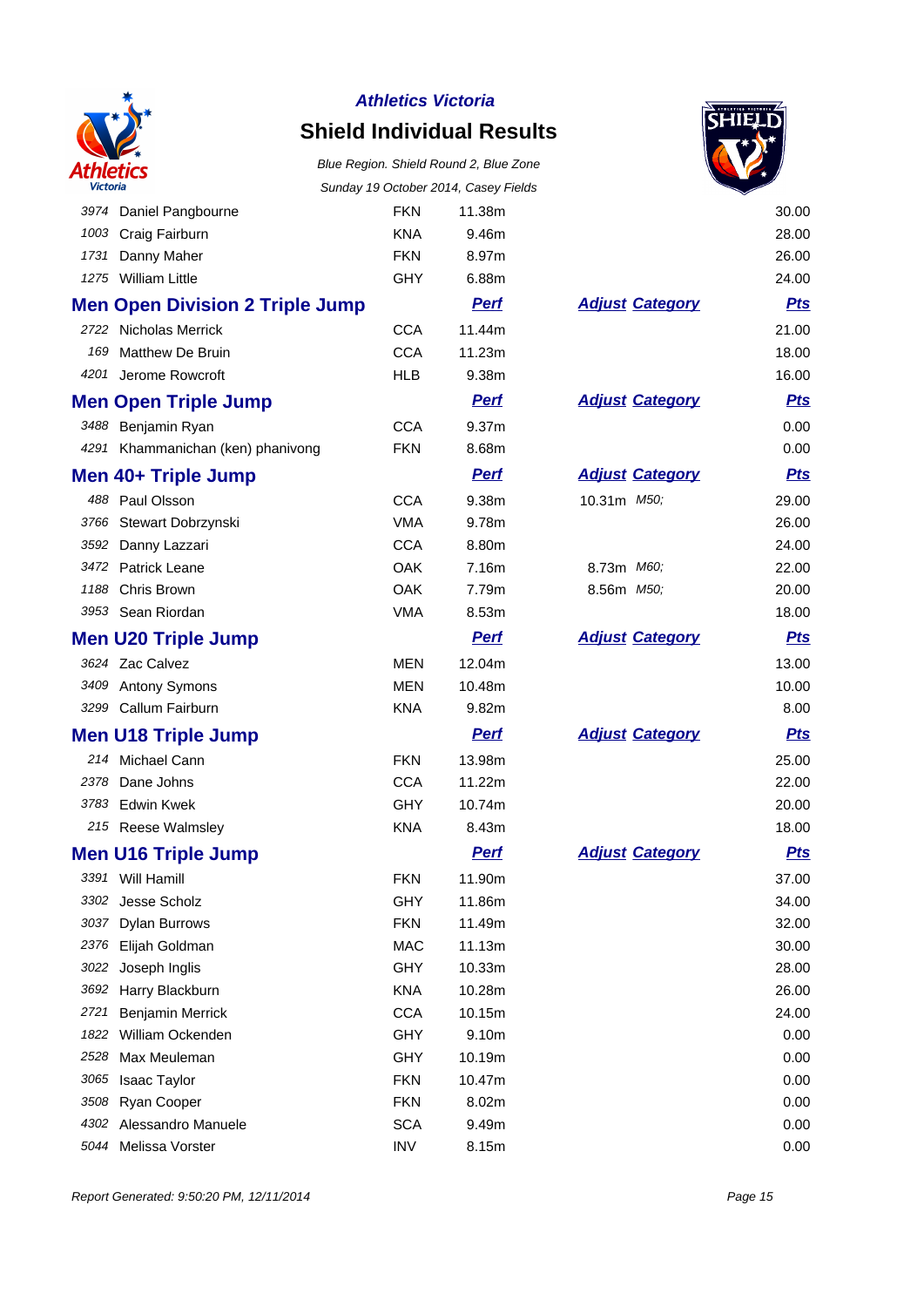**Athletics Victoria**

# Shield Individual Results

*Blue Region. Shield Round 2, Blue Zone*

*Sunday 19 October 2014, Casey Fields*

| | | | | | |
|---|---|---|---|---|---|
| 3974 | Daniel Pangbourne | FKN | 11.38m | | 30.00 |
| 1003 | Craig Fairburn | KNA | 9.46m | | 28.00 |
| 1731 | Danny Maher | FKN | 8.97m | | 26.00 |
| 1275 | William Little | GHY | 6.88m | | 24.00 |

## Men Open Division 2 Triple Jump

| | | | Perf | Adjust Category | Pts |
|---|---|---|---|---|---|
| 2722 | Nicholas Merrick | CCA | 11.44m | | 21.00 |
| 169 | Matthew De Bruin | CCA | 11.23m | | 18.00 |
| 4201 | Jerome Rowcroft | HLB | 9.38m | | 16.00 |

## Men Open Triple Jump

| | | | Perf | Adjust Category | Pts |
|---|---|---|---|---|---|
| 3488 | Benjamin Ryan | CCA | 9.37m | | 0.00 |
| 4291 | Khammanichan (ken) phanivong | FKN | 8.68m | | 0.00 |

## Men 40+ Triple Jump

| | | | Perf | Adjust Category | Pts |
|---|---|---|---|---|---|
| 488 | Paul Olsson | CCA | 9.38m | 10.31m *M50;* | 29.00 |
| 3766 | Stewart Dobrzynski | VMA | 9.78m | | 26.00 |
| 3592 | Danny Lazzari | CCA | 8.80m | | 24.00 |
| 3472 | Patrick Leane | OAK | 7.16m | 8.73m *M60;* | 22.00 |
| 1188 | Chris Brown | OAK | 7.79m | 8.56m *M50;* | 20.00 |
| 3953 | Sean Riordan | VMA | 8.53m | | 18.00 |

## Men U20 Triple Jump

| | | | Perf | Adjust Category | Pts |
|---|---|---|---|---|---|
| 3624 | Zac Calvez | MEN | 12.04m | | 13.00 |
| 3409 | Antony Symons | MEN | 10.48m | | 10.00 |
| 3299 | Callum Fairburn | KNA | 9.82m | | 8.00 |

## Men U18 Triple Jump

| | | | Perf | Adjust Category | Pts |
|---|---|---|---|---|---|
| 214 | Michael Cann | FKN | 13.98m | | 25.00 |
| 2378 | Dane Johns | CCA | 11.22m | | 22.00 |
| 3783 | Edwin Kwek | GHY | 10.74m | | 20.00 |
| 215 | Reese Walmsley | KNA | 8.43m | | 18.00 |

## Men U16 Triple Jump

| | | | Perf | Adjust Category | Pts |
|---|---|---|---|---|---|
| 3391 | Will Hamill | FKN | 11.90m | | 37.00 |
| 3302 | Jesse Scholz | GHY | 11.86m | | 34.00 |
| 3037 | Dylan Burrows | FKN | 11.49m | | 32.00 |
| 2376 | Elijah Goldman | MAC | 11.13m | | 30.00 |
| 3022 | Joseph Inglis | GHY | 10.33m | | 28.00 |
| 3692 | Harry Blackburn | KNA | 10.28m | | 26.00 |
| 2721 | Benjamin Merrick | CCA | 10.15m | | 24.00 |
| 1822 | William Ockenden | GHY | 9.10m | | 0.00 |
| 2528 | Max Meuleman | GHY | 10.19m | | 0.00 |
| 3065 | Isaac Taylor | FKN | 10.47m | | 0.00 |
| 3508 | Ryan Cooper | FKN | 8.02m | | 0.00 |
| 4302 | Alessandro Manuele | SCA | 9.49m | | 0.00 |
| 5044 | Melissa Vorster | INV | 8.15m | | 0.00 |

*Report Generated: 9:50:20 PM, 12/11/2014*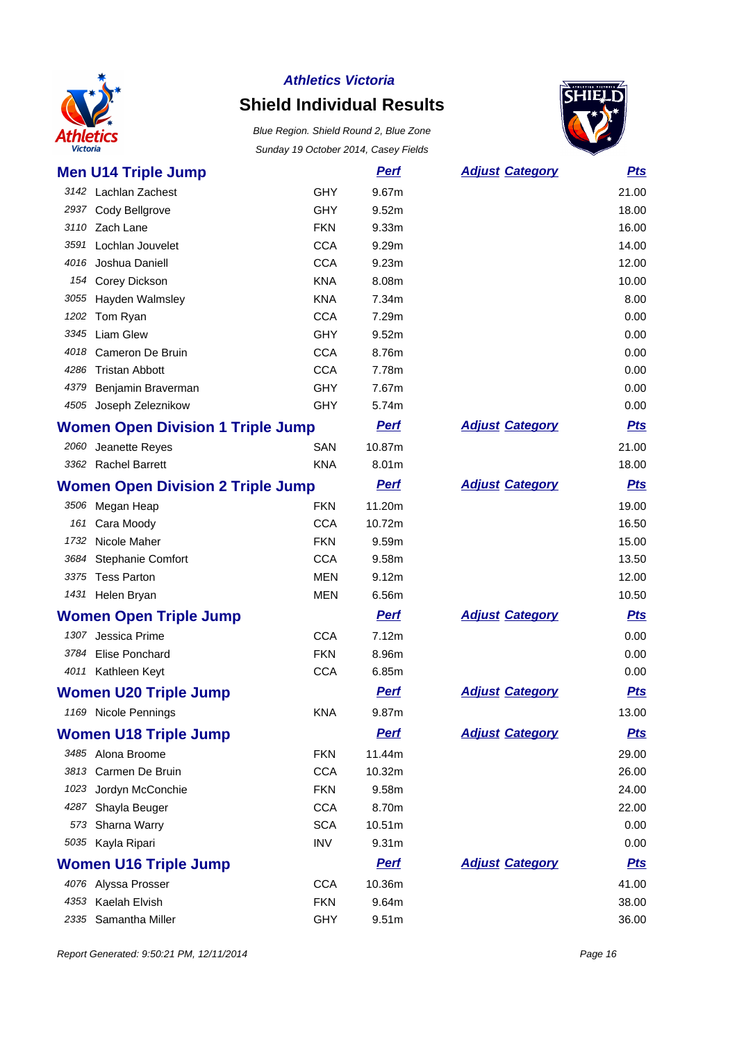# Athletics Victoria

## Shield Individual Results

*Blue Region. Shield Round 2, Blue Zone*

*Sunday 19 October 2014, Casey Fields*

### Men U14 Triple Jump

| | Name | Club | Perf | Adjust Category | Pts |
|---|---|---|---|---|---|
| 3142 | Lachlan Zachest | GHY | 9.67m | | 21.00 |
| 2937 | Cody Bellgrove | GHY | 9.52m | | 18.00 |
| 3110 | Zach Lane | FKN | 9.33m | | 16.00 |
| 3591 | Lochlan Jouvelet | CCA | 9.29m | | 14.00 |
| 4016 | Joshua Daniell | CCA | 9.23m | | 12.00 |
| 154 | Corey Dickson | KNA | 8.08m | | 10.00 |
| 3055 | Hayden Walmsley | KNA | 7.34m | | 8.00 |
| 1202 | Tom Ryan | CCA | 7.29m | | 0.00 |
| 3345 | Liam Glew | GHY | 9.52m | | 0.00 |
| 4018 | Cameron De Bruin | CCA | 8.76m | | 0.00 |
| 4286 | Tristan Abbott | CCA | 7.78m | | 0.00 |
| 4379 | Benjamin Braverman | GHY | 7.67m | | 0.00 |
| 4505 | Joseph Zeleznikow | GHY | 5.74m | | 0.00 |

### Women Open Division 1 Triple Jump

| | Name | Club | Perf | Adjust Category | Pts |
|---|---|---|---|---|---|
| 2060 | Jeanette Reyes | SAN | 10.87m | | 21.00 |
| 3362 | Rachel Barrett | KNA | 8.01m | | 18.00 |

### Women Open Division 2 Triple Jump

| | Name | Club | Perf | Adjust Category | Pts |
|---|---|---|---|---|---|
| 3506 | Megan Heap | FKN | 11.20m | | 19.00 |
| 161 | Cara Moody | CCA | 10.72m | | 16.50 |
| 1732 | Nicole Maher | FKN | 9.59m | | 15.00 |
| 3684 | Stephanie Comfort | CCA | 9.58m | | 13.50 |
| 3375 | Tess Parton | MEN | 9.12m | | 12.00 |
| 1431 | Helen Bryan | MEN | 6.56m | | 10.50 |

### Women Open Triple Jump

| | Name | Club | Perf | Adjust Category | Pts |
|---|---|---|---|---|---|
| 1307 | Jessica Prime | CCA | 7.12m | | 0.00 |
| 3784 | Elise Ponchard | FKN | 8.96m | | 0.00 |
| 4011 | Kathleen Keyt | CCA | 6.85m | | 0.00 |

### Women U20 Triple Jump

| | Name | Club | Perf | Adjust Category | Pts |
|---|---|---|---|---|---|
| 1169 | Nicole Pennings | KNA | 9.87m | | 13.00 |

### Women U18 Triple Jump

| | Name | Club | Perf | Adjust Category | Pts |
|---|---|---|---|---|---|
| 3485 | Alona Broome | FKN | 11.44m | | 29.00 |
| 3813 | Carmen De Bruin | CCA | 10.32m | | 26.00 |
| 1023 | Jordyn McConchie | FKN | 9.58m | | 24.00 |
| 4287 | Shayla Beuger | CCA | 8.70m | | 22.00 |
| 573 | Sharna Warry | SCA | 10.51m | | 0.00 |
| 5035 | Kayla Ripari | INV | 9.31m | | 0.00 |

### Women U16 Triple Jump

| | Name | Club | Perf | Adjust Category | Pts |
|---|---|---|---|---|---|
| 4076 | Alyssa Prosser | CCA | 10.36m | | 41.00 |
| 4353 | Kaelah Elvish | FKN | 9.64m | | 38.00 |
| 2335 | Samantha Miller | GHY | 9.51m | | 36.00 |

*Report Generated: 9:50:21 PM, 12/11/2014*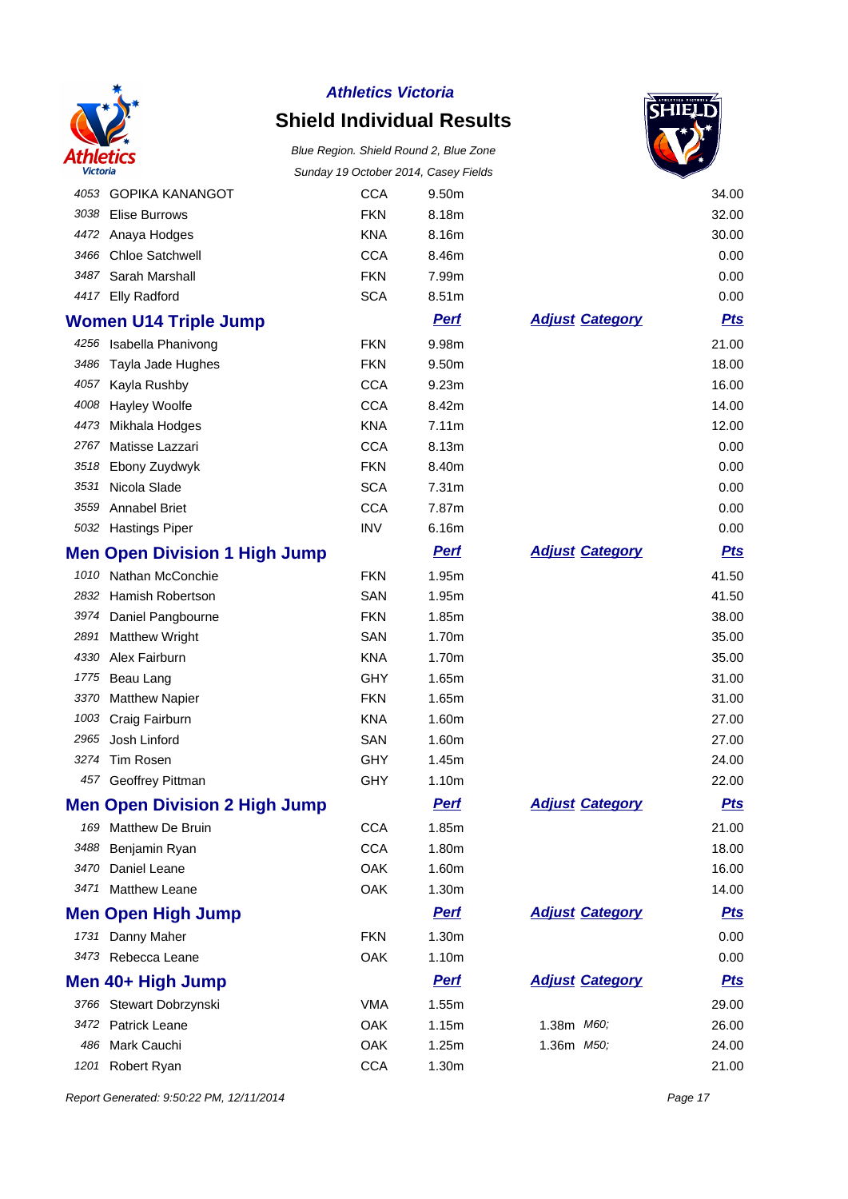**Athletics Victoria**

# Shield Individual Results

*Blue Region. Shield Round 2, Blue Zone*

*Sunday 19 October 2014, Casey Fields*

| | | | | | | |
|---|---|---|---|---|---|---|
| 4053 | GOPIKA KANANGOT | CCA | 9.50m | | | 34.00 |
| 3038 | Elise Burrows | FKN | 8.18m | | | 32.00 |
| 4472 | Anaya Hodges | KNA | 8.16m | | | 30.00 |
| 3466 | Chloe Satchwell | CCA | 8.46m | | | 0.00 |
| 3487 | Sarah Marshall | FKN | 7.99m | | | 0.00 |
| 4417 | Elly Radford | SCA | 8.51m | | | 0.00 |

## Women U14 Triple Jump

| | | | Perf | Adjust | Category | Pts |
|---|---|---|---|---|---|---|
| 4256 | Isabella Phanivong | FKN | 9.98m | | | 21.00 |
| 3486 | Tayla Jade Hughes | FKN | 9.50m | | | 18.00 |
| 4057 | Kayla Rushby | CCA | 9.23m | | | 16.00 |
| 4008 | Hayley Woolfe | CCA | 8.42m | | | 14.00 |
| 4473 | Mikhala Hodges | KNA | 7.11m | | | 12.00 |
| 2767 | Matisse Lazzari | CCA | 8.13m | | | 0.00 |
| 3518 | Ebony Zuydwyk | FKN | 8.40m | | | 0.00 |
| 3531 | Nicola Slade | SCA | 7.31m | | | 0.00 |
| 3559 | Annabel Briet | CCA | 7.87m | | | 0.00 |
| 5032 | Hastings Piper | INV | 6.16m | | | 0.00 |

## Men Open Division 1 High Jump

| | | | Perf | Adjust | Category | Pts |
|---|---|---|---|---|---|---|
| 1010 | Nathan McConchie | FKN | 1.95m | | | 41.50 |
| 2832 | Hamish Robertson | SAN | 1.95m | | | 41.50 |
| 3974 | Daniel Pangbourne | FKN | 1.85m | | | 38.00 |
| 2891 | Matthew Wright | SAN | 1.70m | | | 35.00 |
| 4330 | Alex Fairburn | KNA | 1.70m | | | 35.00 |
| 1775 | Beau Lang | GHY | 1.65m | | | 31.00 |
| 3370 | Matthew Napier | FKN | 1.65m | | | 31.00 |
| 1003 | Craig Fairburn | KNA | 1.60m | | | 27.00 |
| 2965 | Josh Linford | SAN | 1.60m | | | 27.00 |
| 3274 | Tim Rosen | GHY | 1.45m | | | 24.00 |
| 457 | Geoffrey Pittman | GHY | 1.10m | | | 22.00 |

## Men Open Division 2 High Jump

| | | | Perf | Adjust | Category | Pts |
|---|---|---|---|---|---|---|
| 169 | Matthew De Bruin | CCA | 1.85m | | | 21.00 |
| 3488 | Benjamin Ryan | CCA | 1.80m | | | 18.00 |
| 3470 | Daniel Leane | OAK | 1.60m | | | 16.00 |
| 3471 | Matthew Leane | OAK | 1.30m | | | 14.00 |

## Men Open High Jump

| | | | Perf | Adjust | Category | Pts |
|---|---|---|---|---|---|---|
| 1731 | Danny Maher | FKN | 1.30m | | | 0.00 |
| 3473 | Rebecca Leane | OAK | 1.10m | | | 0.00 |

## Men 40+ High Jump

| | | | Perf | Adjust | Category | Pts |
|---|---|---|---|---|---|---|
| 3766 | Stewart Dobrzynski | VMA | 1.55m | | | 29.00 |
| 3472 | Patrick Leane | OAK | 1.15m | 1.38m | *M60;* | 26.00 |
| 486 | Mark Cauchi | OAK | 1.25m | 1.36m | *M50;* | 24.00 |
| 1201 | Robert Ryan | CCA | 1.30m | | | 21.00 |

*Report Generated: 9:50:22 PM, 12/11/2014*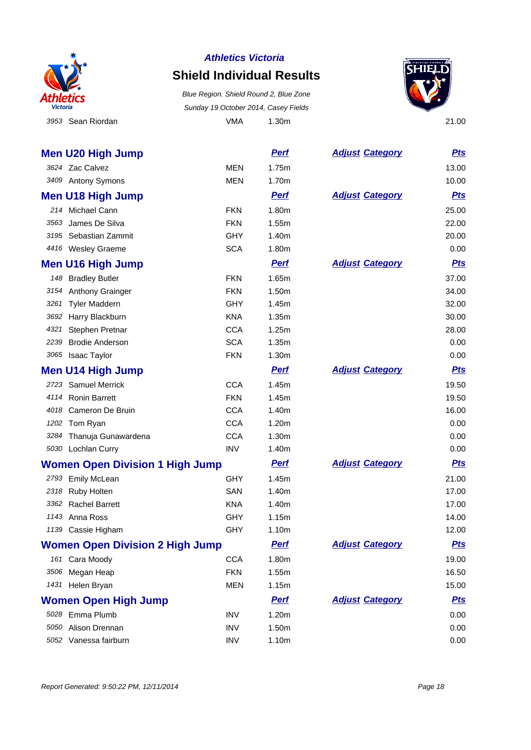**Athletics Victoria**

## Shield Individual Results

*Blue Region. Shield Round 2, Blue Zone*

*Sunday 19 October 2014, Casey Fields*

| | | | | | |
|---|---|---|---|---|---|
| 3953 | Sean Riordan | VMA | 1.30m | | 21.00 |

### Men U20 High Jump

| | | | Perf | Adjust Category | Pts |
|---|---|---|---|---|---|
| 3624 | Zac Calvez | MEN | 1.75m | | 13.00 |
| 3409 | Antony Symons | MEN | 1.70m | | 10.00 |

### Men U18 High Jump

| | | | Perf | Adjust Category | Pts |
|---|---|---|---|---|---|
| 214 | Michael Cann | FKN | 1.80m | | 25.00 |
| 3563 | James De Silva | FKN | 1.55m | | 22.00 |
| 3195 | Sebastian Zammit | GHY | 1.40m | | 20.00 |
| 4416 | Wesley Graeme | SCA | 1.80m | | 0.00 |

### Men U16 High Jump

| | | | Perf | Adjust Category | Pts |
|---|---|---|---|---|---|
| 148 | Bradley Butler | FKN | 1.65m | | 37.00 |
| 3154 | Anthony Grainger | FKN | 1.50m | | 34.00 |
| 3261 | Tyler Maddern | GHY | 1.45m | | 32.00 |
| 3692 | Harry Blackburn | KNA | 1.35m | | 30.00 |
| 4321 | Stephen Pretnar | CCA | 1.25m | | 28.00 |
| 2239 | Brodie Anderson | SCA | 1.35m | | 0.00 |
| 3065 | Isaac Taylor | FKN | 1.30m | | 0.00 |

### Men U14 High Jump

| | | | Perf | Adjust Category | Pts |
|---|---|---|---|---|---|
| 2723 | Samuel Merrick | CCA | 1.45m | | 19.50 |
| 4114 | Ronin Barrett | FKN | 1.45m | | 19.50 |
| 4018 | Cameron De Bruin | CCA | 1.40m | | 16.00 |
| 1202 | Tom Ryan | CCA | 1.20m | | 0.00 |
| 3284 | Thanuja Gunawardena | CCA | 1.30m | | 0.00 |
| 5030 | Lochlan Curry | INV | 1.40m | | 0.00 |

### Women Open Division 1 High Jump

| | | | Perf | Adjust Category | Pts |
|---|---|---|---|---|---|
| 2793 | Emily McLean | GHY | 1.45m | | 21.00 |
| 2318 | Ruby Holten | SAN | 1.40m | | 17.00 |
| 3362 | Rachel Barrett | KNA | 1.40m | | 17.00 |
| 1143 | Anna Ross | GHY | 1.15m | | 14.00 |
| 1139 | Cassie Higham | GHY | 1.10m | | 12.00 |

### Women Open Division 2 High Jump

| | | | Perf | Adjust Category | Pts |
|---|---|---|---|---|---|
| 161 | Cara Moody | CCA | 1.80m | | 19.00 |
| 3506 | Megan Heap | FKN | 1.55m | | 16.50 |
| 1431 | Helen Bryan | MEN | 1.15m | | 15.00 |

### Women Open High Jump

| | | | Perf | Adjust Category | Pts |
|---|---|---|---|---|---|
| 5028 | Emma Plumb | INV | 1.20m | | 0.00 |
| 5050 | Alison Drennan | INV | 1.50m | | 0.00 |
| 5052 | Vanessa fairburn | INV | 1.10m | | 0.00 |

*Report Generated: 9:50:22 PM, 12/11/2014*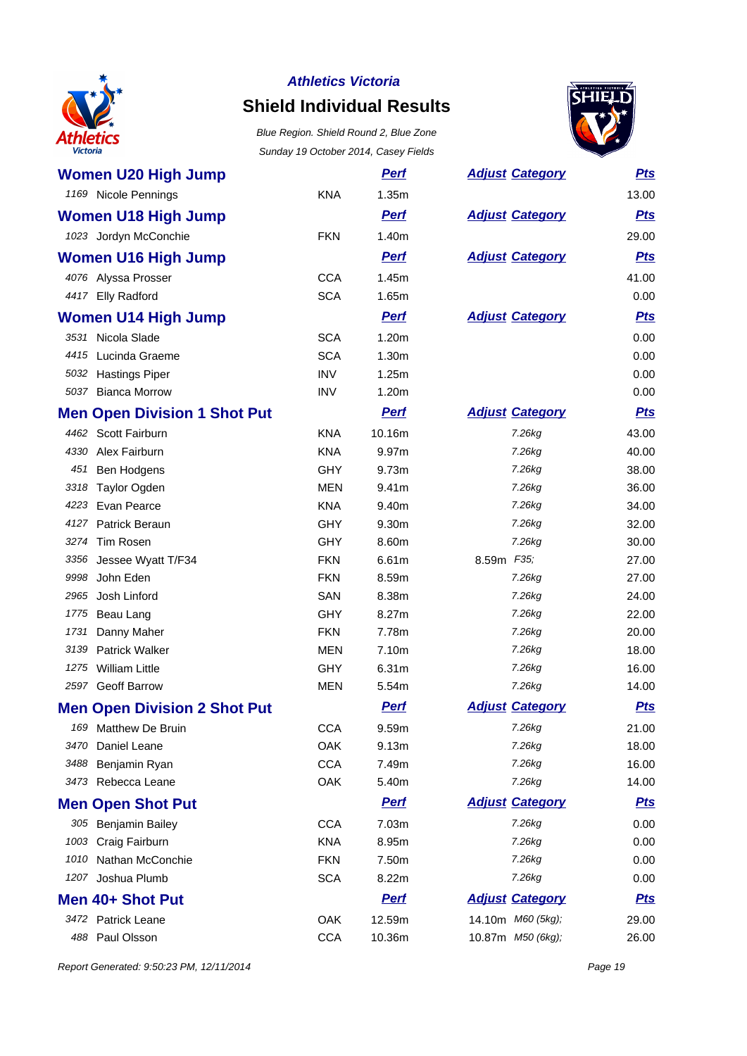**Athletics Victoria**

## Shield Individual Results

*Blue Region. Shield Round 2, Blue Zone*

*Sunday 19 October 2014, Casey Fields*

### Women U20 High Jump

| | Name | Club | Perf | Adjust | Category | Pts |
|---|---|---|---|---|---|---|
| 1169 | Nicole Pennings | KNA | 1.35m | | | 13.00 |

### Women U18 High Jump

| | Name | Club | Perf | Adjust | Category | Pts |
|---|---|---|---|---|---|---|
| 1023 | Jordyn McConchie | FKN | 1.40m | | | 29.00 |

### Women U16 High Jump

| | Name | Club | Perf | Adjust | Category | Pts |
|---|---|---|---|---|---|---|
| 4076 | Alyssa Prosser | CCA | 1.45m | | | 41.00 |
| 4417 | Elly Radford | SCA | 1.65m | | | 0.00 |

### Women U14 High Jump

| | Name | Club | Perf | Adjust | Category | Pts |
|---|---|---|---|---|---|---|
| 3531 | Nicola Slade | SCA | 1.20m | | | 0.00 |
| 4415 | Lucinda Graeme | SCA | 1.30m | | | 0.00 |
| 5032 | Hastings Piper | INV | 1.25m | | | 0.00 |
| 5037 | Bianca Morrow | INV | 1.20m | | | 0.00 |

### Men Open Division 1 Shot Put

| | Name | Club | Perf | Adjust | Category | Pts |
|---|---|---|---|---|---|---|
| 4462 | Scott Fairburn | KNA | 10.16m | | *7.26kg* | 43.00 |
| 4330 | Alex Fairburn | KNA | 9.97m | | *7.26kg* | 40.00 |
| 451 | Ben Hodgens | GHY | 9.73m | | *7.26kg* | 38.00 |
| 3318 | Taylor Ogden | MEN | 9.41m | | *7.26kg* | 36.00 |
| 4223 | Evan Pearce | KNA | 9.40m | | *7.26kg* | 34.00 |
| 4127 | Patrick Beraun | GHY | 9.30m | | *7.26kg* | 32.00 |
| 3274 | Tim Rosen | GHY | 8.60m | | *7.26kg* | 30.00 |
| 3356 | Jessee Wyatt T/F34 | FKN | 6.61m | 8.59m | *F35;* | 27.00 |
| 9998 | John Eden | FKN | 8.59m | | *7.26kg* | 27.00 |
| 2965 | Josh Linford | SAN | 8.38m | | *7.26kg* | 24.00 |
| 1775 | Beau Lang | GHY | 8.27m | | *7.26kg* | 22.00 |
| 1731 | Danny Maher | FKN | 7.78m | | *7.26kg* | 20.00 |
| 3139 | Patrick Walker | MEN | 7.10m | | *7.26kg* | 18.00 |
| 1275 | William Little | GHY | 6.31m | | *7.26kg* | 16.00 |
| 2597 | Geoff Barrow | MEN | 5.54m | | *7.26kg* | 14.00 |

### Men Open Division 2 Shot Put

| | Name | Club | Perf | Adjust | Category | Pts |
|---|---|---|---|---|---|---|
| 169 | Matthew De Bruin | CCA | 9.59m | | *7.26kg* | 21.00 |
| 3470 | Daniel Leane | OAK | 9.13m | | *7.26kg* | 18.00 |
| 3488 | Benjamin Ryan | CCA | 7.49m | | *7.26kg* | 16.00 |
| 3473 | Rebecca Leane | OAK | 5.40m | | *7.26kg* | 14.00 |

### Men Open Shot Put

| | Name | Club | Perf | Adjust | Category | Pts |
|---|---|---|---|---|---|---|
| 305 | Benjamin Bailey | CCA | 7.03m | | *7.26kg* | 0.00 |
| 1003 | Craig Fairburn | KNA | 8.95m | | *7.26kg* | 0.00 |
| 1010 | Nathan McConchie | FKN | 7.50m | | *7.26kg* | 0.00 |
| 1207 | Joshua Plumb | SCA | 8.22m | | *7.26kg* | 0.00 |

### Men 40+ Shot Put

| | Name | Club | Perf | Adjust | Category | Pts |
|---|---|---|---|---|---|---|
| 3472 | Patrick Leane | OAK | 12.59m | 14.10m | *M60 (5kg);* | 29.00 |
| 488 | Paul Olsson | CCA | 10.36m | 10.87m | *M50 (6kg);* | 26.00 |

*Report Generated: 9:50:23 PM, 12/11/2014*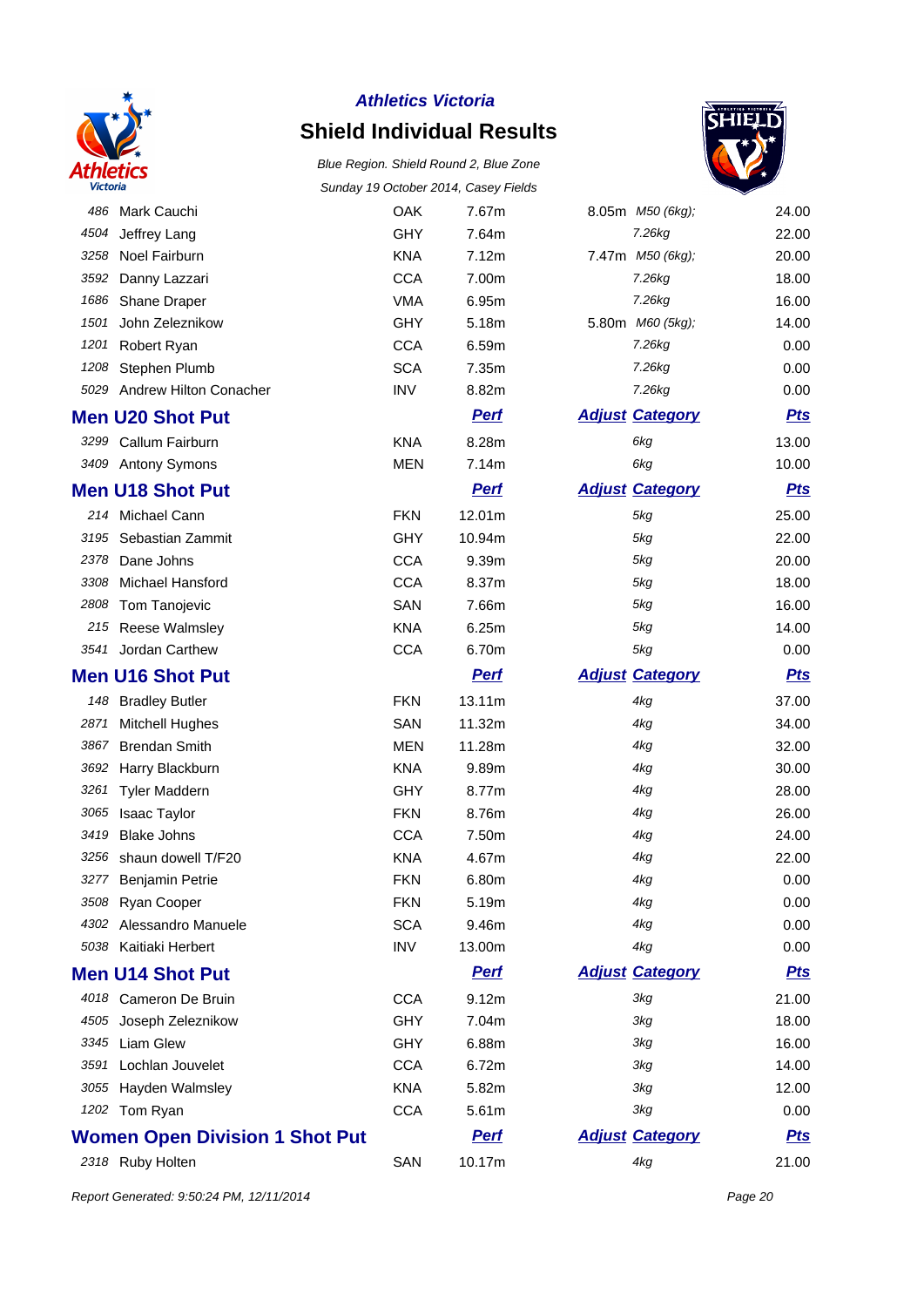**Athletics Victoria**

# Shield Individual Results

*Blue Region. Shield Round 2, Blue Zone*

*Sunday 19 October 2014, Casey Fields*

| | | | | | | |
|---|---|---|---|---|---|---|
| 486 | Mark Cauchi | OAK | 7.67m | 8.05m | M50 (6kg); | 24.00 |
| 4504 | Jeffrey Lang | GHY | 7.64m | | 7.26kg | 22.00 |
| 3258 | Noel Fairburn | KNA | 7.12m | 7.47m | M50 (6kg); | 20.00 |
| 3592 | Danny Lazzari | CCA | 7.00m | | 7.26kg | 18.00 |
| 1686 | Shane Draper | VMA | 6.95m | | 7.26kg | 16.00 |
| 1501 | John Zeleznikow | GHY | 5.18m | 5.80m | M60 (5kg); | 14.00 |
| 1201 | Robert Ryan | CCA | 6.59m | | 7.26kg | 0.00 |
| 1208 | Stephen Plumb | SCA | 7.35m | | 7.26kg | 0.00 |
| 5029 | Andrew Hilton Conacher | INV | 8.82m | | 7.26kg | 0.00 |

## Men U20 Shot Put

| | | | Perf | Adjust | Category | Pts |
|---|---|---|---|---|---|---|
| 3299 | Callum Fairburn | KNA | 8.28m | | 6kg | 13.00 |
| 3409 | Antony Symons | MEN | 7.14m | | 6kg | 10.00 |

## Men U18 Shot Put

| | | | Perf | Adjust | Category | Pts |
|---|---|---|---|---|---|---|
| 214 | Michael Cann | FKN | 12.01m | | 5kg | 25.00 |
| 3195 | Sebastian Zammit | GHY | 10.94m | | 5kg | 22.00 |
| 2378 | Dane Johns | CCA | 9.39m | | 5kg | 20.00 |
| 3308 | Michael Hansford | CCA | 8.37m | | 5kg | 18.00 |
| 2808 | Tom Tanojevic | SAN | 7.66m | | 5kg | 16.00 |
| 215 | Reese Walmsley | KNA | 6.25m | | 5kg | 14.00 |
| 3541 | Jordan Carthew | CCA | 6.70m | | 5kg | 0.00 |

## Men U16 Shot Put

| | | | Perf | Adjust | Category | Pts |
|---|---|---|---|---|---|---|
| 148 | Bradley Butler | FKN | 13.11m | | 4kg | 37.00 |
| 2871 | Mitchell Hughes | SAN | 11.32m | | 4kg | 34.00 |
| 3867 | Brendan Smith | MEN | 11.28m | | 4kg | 32.00 |
| 3692 | Harry Blackburn | KNA | 9.89m | | 4kg | 30.00 |
| 3261 | Tyler Maddern | GHY | 8.77m | | 4kg | 28.00 |
| 3065 | Isaac Taylor | FKN | 8.76m | | 4kg | 26.00 |
| 3419 | Blake Johns | CCA | 7.50m | | 4kg | 24.00 |
| 3256 | shaun dowell T/F20 | KNA | 4.67m | | 4kg | 22.00 |
| 3277 | Benjamin Petrie | FKN | 6.80m | | 4kg | 0.00 |
| 3508 | Ryan Cooper | FKN | 5.19m | | 4kg | 0.00 |
| 4302 | Alessandro Manuele | SCA | 9.46m | | 4kg | 0.00 |
| 5038 | Kaitiaki Herbert | INV | 13.00m | | 4kg | 0.00 |

## Men U14 Shot Put

| | | | Perf | Adjust | Category | Pts |
|---|---|---|---|---|---|---|
| 4018 | Cameron De Bruin | CCA | 9.12m | | 3kg | 21.00 |
| 4505 | Joseph Zeleznikow | GHY | 7.04m | | 3kg | 18.00 |
| 3345 | Liam Glew | GHY | 6.88m | | 3kg | 16.00 |
| 3591 | Lochlan Jouvelet | CCA | 6.72m | | 3kg | 14.00 |
| 3055 | Hayden Walmsley | KNA | 5.82m | | 3kg | 12.00 |
| 1202 | Tom Ryan | CCA | 5.61m | | 3kg | 0.00 |

## Women Open Division 1 Shot Put

| | | | Perf | Adjust | Category | Pts |
|---|---|---|---|---|---|---|
| 2318 | Ruby Holten | SAN | 10.17m | | 4kg | 21.00 |

Report Generated: 9:50:24 PM, 12/11/2014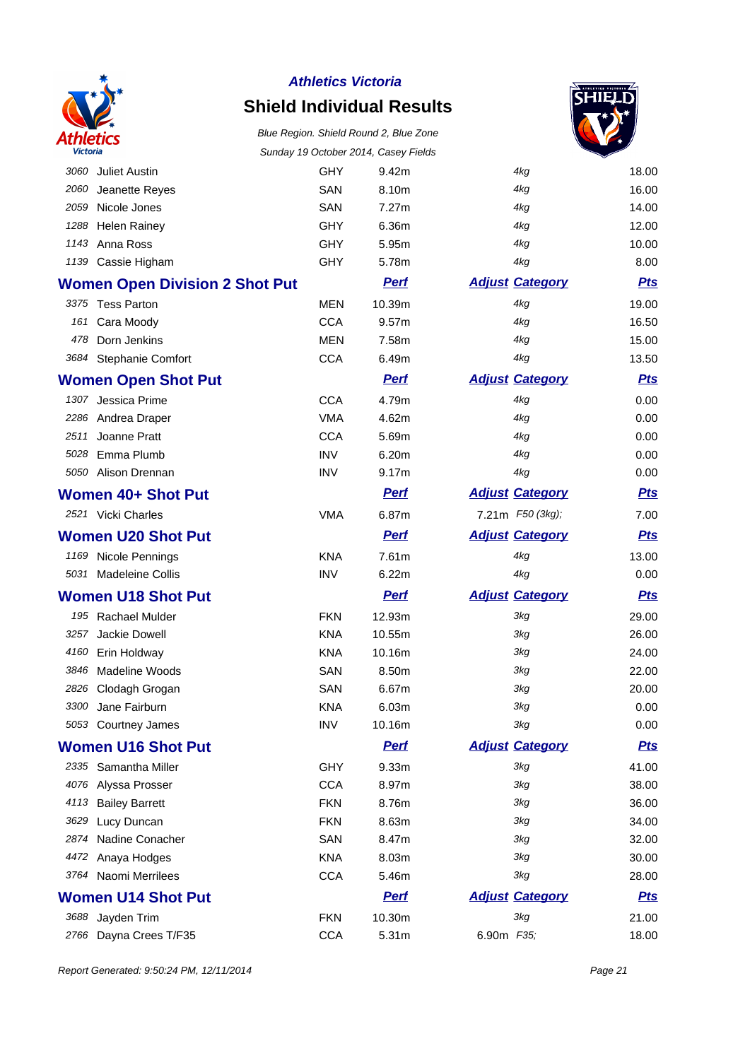# Athletics Victoria

## Shield Individual Results

*Blue Region. Shield Round 2, Blue Zone*

*Sunday 19 October 2014, Casey Fields*

| | | | | | | |
|---|---|---|---|---|---|---|
| 3060 | Juliet Austin | GHY | 9.42m | | 4kg | 18.00 |
| 2060 | Jeanette Reyes | SAN | 8.10m | | 4kg | 16.00 |
| 2059 | Nicole Jones | SAN | 7.27m | | 4kg | 14.00 |
| 1288 | Helen Rainey | GHY | 6.36m | | 4kg | 12.00 |
| 1143 | Anna Ross | GHY | 5.95m | | 4kg | 10.00 |
| 1139 | Cassie Higham | GHY | 5.78m | | 4kg | 8.00 |

### Women Open Division 2 Shot Put

| | | | Perf | Adjust | Category | Pts |
|---|---|---|---|---|---|---|
| 3375 | Tess Parton | MEN | 10.39m | | 4kg | 19.00 |
| 161 | Cara Moody | CCA | 9.57m | | 4kg | 16.50 |
| 478 | Dorn Jenkins | MEN | 7.58m | | 4kg | 15.00 |
| 3684 | Stephanie Comfort | CCA | 6.49m | | 4kg | 13.50 |

### Women Open Shot Put

| | | | Perf | Adjust | Category | Pts |
|---|---|---|---|---|---|---|
| 1307 | Jessica Prime | CCA | 4.79m | | 4kg | 0.00 |
| 2286 | Andrea Draper | VMA | 4.62m | | 4kg | 0.00 |
| 2511 | Joanne Pratt | CCA | 5.69m | | 4kg | 0.00 |
| 5028 | Emma Plumb | INV | 6.20m | | 4kg | 0.00 |
| 5050 | Alison Drennan | INV | 9.17m | | 4kg | 0.00 |

### Women 40+ Shot Put

| | | | Perf | Adjust | Category | Pts |
|---|---|---|---|---|---|---|
| 2521 | Vicki Charles | VMA | 6.87m | 7.21m | F50 (3kg); | 7.00 |

### Women U20 Shot Put

| | | | Perf | Adjust | Category | Pts |
|---|---|---|---|---|---|---|
| 1169 | Nicole Pennings | KNA | 7.61m | | 4kg | 13.00 |
| 5031 | Madeleine Collis | INV | 6.22m | | 4kg | 0.00 |

### Women U18 Shot Put

| | | | Perf | Adjust | Category | Pts |
|---|---|---|---|---|---|---|
| 195 | Rachael Mulder | FKN | 12.93m | | 3kg | 29.00 |
| 3257 | Jackie Dowell | KNA | 10.55m | | 3kg | 26.00 |
| 4160 | Erin Holdway | KNA | 10.16m | | 3kg | 24.00 |
| 3846 | Madeline Woods | SAN | 8.50m | | 3kg | 22.00 |
| 2826 | Clodagh Grogan | SAN | 6.67m | | 3kg | 20.00 |
| 3300 | Jane Fairburn | KNA | 6.03m | | 3kg | 0.00 |
| 5053 | Courtney James | INV | 10.16m | | 3kg | 0.00 |

### Women U16 Shot Put

| | | | Perf | Adjust | Category | Pts |
|---|---|---|---|---|---|---|
| 2335 | Samantha Miller | GHY | 9.33m | | 3kg | 41.00 |
| 4076 | Alyssa Prosser | CCA | 8.97m | | 3kg | 38.00 |
| 4113 | Bailey Barrett | FKN | 8.76m | | 3kg | 36.00 |
| 3629 | Lucy Duncan | FKN | 8.63m | | 3kg | 34.00 |
| 2874 | Nadine Conacher | SAN | 8.47m | | 3kg | 32.00 |
| 4472 | Anaya Hodges | KNA | 8.03m | | 3kg | 30.00 |
| 3764 | Naomi Merrilees | CCA | 5.46m | | 3kg | 28.00 |

### Women U14 Shot Put

| | | | Perf | Adjust | Category | Pts |
|---|---|---|---|---|---|---|
| 3688 | Jayden Trim | FKN | 10.30m | | 3kg | 21.00 |
| 2766 | Dayna Crees T/F35 | CCA | 5.31m | 6.90m | F35; | 18.00 |

*Report Generated: 9:50:24 PM, 12/11/2014*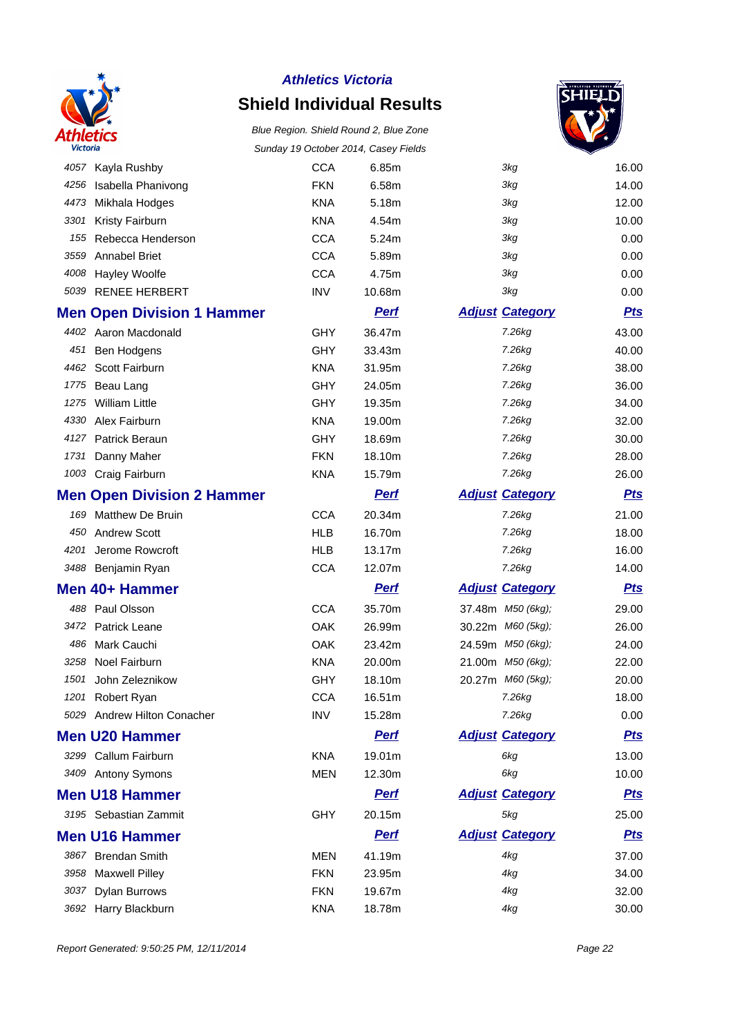# Athletics Victoria

## Shield Individual Results

*Blue Region. Shield Round 2, Blue Zone*

*Sunday 19 October 2014, Casey Fields*

| | | | | | | |
|---|---|---|---|---|---|---|
| 4057 | Kayla Rushby | CCA | 6.85m | | 3kg | 16.00 |
| 4256 | Isabella Phanivong | FKN | 6.58m | | 3kg | 14.00 |
| 4473 | Mikhala Hodges | KNA | 5.18m | | 3kg | 12.00 |
| 3301 | Kristy Fairburn | KNA | 4.54m | | 3kg | 10.00 |
| 155 | Rebecca Henderson | CCA | 5.24m | | 3kg | 0.00 |
| 3559 | Annabel Briet | CCA | 5.89m | | 3kg | 0.00 |
| 4008 | Hayley Woolfe | CCA | 4.75m | | 3kg | 0.00 |
| 5039 | RENEE HERBERT | INV | 10.68m | | 3kg | 0.00 |

### Men Open Division 1 Hammer

| | | | Perf | Adjust | Category | Pts |
|---|---|---|---|---|---|---|
| 4402 | Aaron Macdonald | GHY | 36.47m | | 7.26kg | 43.00 |
| 451 | Ben Hodgens | GHY | 33.43m | | 7.26kg | 40.00 |
| 4462 | Scott Fairburn | KNA | 31.95m | | 7.26kg | 38.00 |
| 1775 | Beau Lang | GHY | 24.05m | | 7.26kg | 36.00 |
| 1275 | William Little | GHY | 19.35m | | 7.26kg | 34.00 |
| 4330 | Alex Fairburn | KNA | 19.00m | | 7.26kg | 32.00 |
| 4127 | Patrick Beraun | GHY | 18.69m | | 7.26kg | 30.00 |
| 1731 | Danny Maher | FKN | 18.10m | | 7.26kg | 28.00 |
| 1003 | Craig Fairburn | KNA | 15.79m | | 7.26kg | 26.00 |

### Men Open Division 2 Hammer

| | | | Perf | Adjust | Category | Pts |
|---|---|---|---|---|---|---|
| 169 | Matthew De Bruin | CCA | 20.34m | | 7.26kg | 21.00 |
| 450 | Andrew Scott | HLB | 16.70m | | 7.26kg | 18.00 |
| 4201 | Jerome Rowcroft | HLB | 13.17m | | 7.26kg | 16.00 |
| 3488 | Benjamin Ryan | CCA | 12.07m | | 7.26kg | 14.00 |

### Men 40+ Hammer

| | | | Perf | Adjust | Category | Pts |
|---|---|---|---|---|---|---|
| 488 | Paul Olsson | CCA | 35.70m | 37.48m | M50 (6kg); | 29.00 |
| 3472 | Patrick Leane | OAK | 26.99m | 30.22m | M60 (5kg); | 26.00 |
| 486 | Mark Cauchi | OAK | 23.42m | 24.59m | M50 (6kg); | 24.00 |
| 3258 | Noel Fairburn | KNA | 20.00m | 21.00m | M50 (6kg); | 22.00 |
| 1501 | John Zeleznikow | GHY | 18.10m | 20.27m | M60 (5kg); | 20.00 |
| 1201 | Robert Ryan | CCA | 16.51m | | 7.26kg | 18.00 |
| 5029 | Andrew Hilton Conacher | INV | 15.28m | | 7.26kg | 0.00 |

### Men U20 Hammer

| | | | Perf | Adjust | Category | Pts |
|---|---|---|---|---|---|---|
| 3299 | Callum Fairburn | KNA | 19.01m | | 6kg | 13.00 |
| 3409 | Antony Symons | MEN | 12.30m | | 6kg | 10.00 |

### Men U18 Hammer

| | | | Perf | Adjust | Category | Pts |
|---|---|---|---|---|---|---|
| 3195 | Sebastian Zammit | GHY | 20.15m | | 5kg | 25.00 |

### Men U16 Hammer

| | | | Perf | Adjust | Category | Pts |
|---|---|---|---|---|---|---|
| 3867 | Brendan Smith | MEN | 41.19m | | 4kg | 37.00 |
| 3958 | Maxwell Pilley | FKN | 23.95m | | 4kg | 34.00 |
| 3037 | Dylan Burrows | FKN | 19.67m | | 4kg | 32.00 |
| 3692 | Harry Blackburn | KNA | 18.78m | | 4kg | 30.00 |

*Report Generated: 9:50:25 PM, 12/11/2014*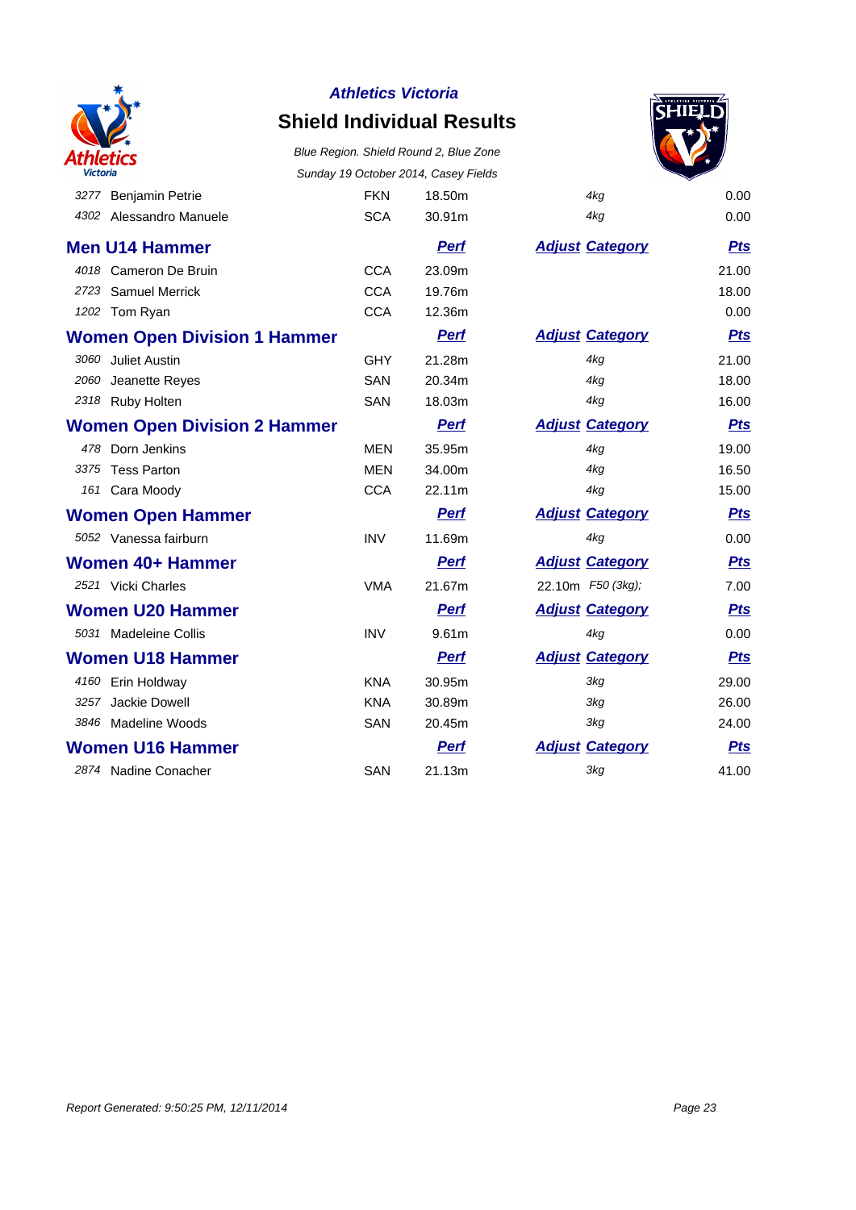**Athletics Victoria**

## Shield Individual Results

*Blue Region. Shield Round 2, Blue Zone*

*Sunday 19 October 2014, Casey Fields*

| | | | | | |
|---|---|---|---|---|---|
| 3277 | Benjamin Petrie | FKN | 18.50m | 4kg | 0.00 |
| 4302 | Alessandro Manuele | SCA | 30.91m | 4kg | 0.00 |

### Men U14 Hammer

| | | | Perf | Adjust Category | Pts |
|---|---|---|---|---|---|
| 4018 | Cameron De Bruin | CCA | 23.09m | | 21.00 |
| 2723 | Samuel Merrick | CCA | 19.76m | | 18.00 |
| 1202 | Tom Ryan | CCA | 12.36m | | 0.00 |

### Women Open Division 1 Hammer

| | | | Perf | Adjust Category | Pts |
|---|---|---|---|---|---|
| 3060 | Juliet Austin | GHY | 21.28m | 4kg | 21.00 |
| 2060 | Jeanette Reyes | SAN | 20.34m | 4kg | 18.00 |
| 2318 | Ruby Holten | SAN | 18.03m | 4kg | 16.00 |

### Women Open Division 2 Hammer

| | | | Perf | Adjust Category | Pts |
|---|---|---|---|---|---|
| 478 | Dorn Jenkins | MEN | 35.95m | 4kg | 19.00 |
| 3375 | Tess Parton | MEN | 34.00m | 4kg | 16.50 |
| 161 | Cara Moody | CCA | 22.11m | 4kg | 15.00 |

### Women Open Hammer

| | | | Perf | Adjust Category | Pts |
|---|---|---|---|---|---|
| 5052 | Vanessa fairburn | INV | 11.69m | 4kg | 0.00 |

### Women 40+ Hammer

| | | | Perf | Adjust Category | Pts |
|---|---|---|---|---|---|
| 2521 | Vicki Charles | VMA | 21.67m | 22.10m F50 (3kg); | 7.00 |

### Women U20 Hammer

| | | | Perf | Adjust Category | Pts |
|---|---|---|---|---|---|
| 5031 | Madeleine Collis | INV | 9.61m | 4kg | 0.00 |

### Women U18 Hammer

| | | | Perf | Adjust Category | Pts |
|---|---|---|---|---|---|
| 4160 | Erin Holdway | KNA | 30.95m | 3kg | 29.00 |
| 3257 | Jackie Dowell | KNA | 30.89m | 3kg | 26.00 |
| 3846 | Madeline Woods | SAN | 20.45m | 3kg | 24.00 |

### Women U16 Hammer

| | | | Perf | Adjust Category | Pts |
|---|---|---|---|---|---|
| 2874 | Nadine Conacher | SAN | 21.13m | 3kg | 41.00 |

*Report Generated: 9:50:25 PM, 12/11/2014*